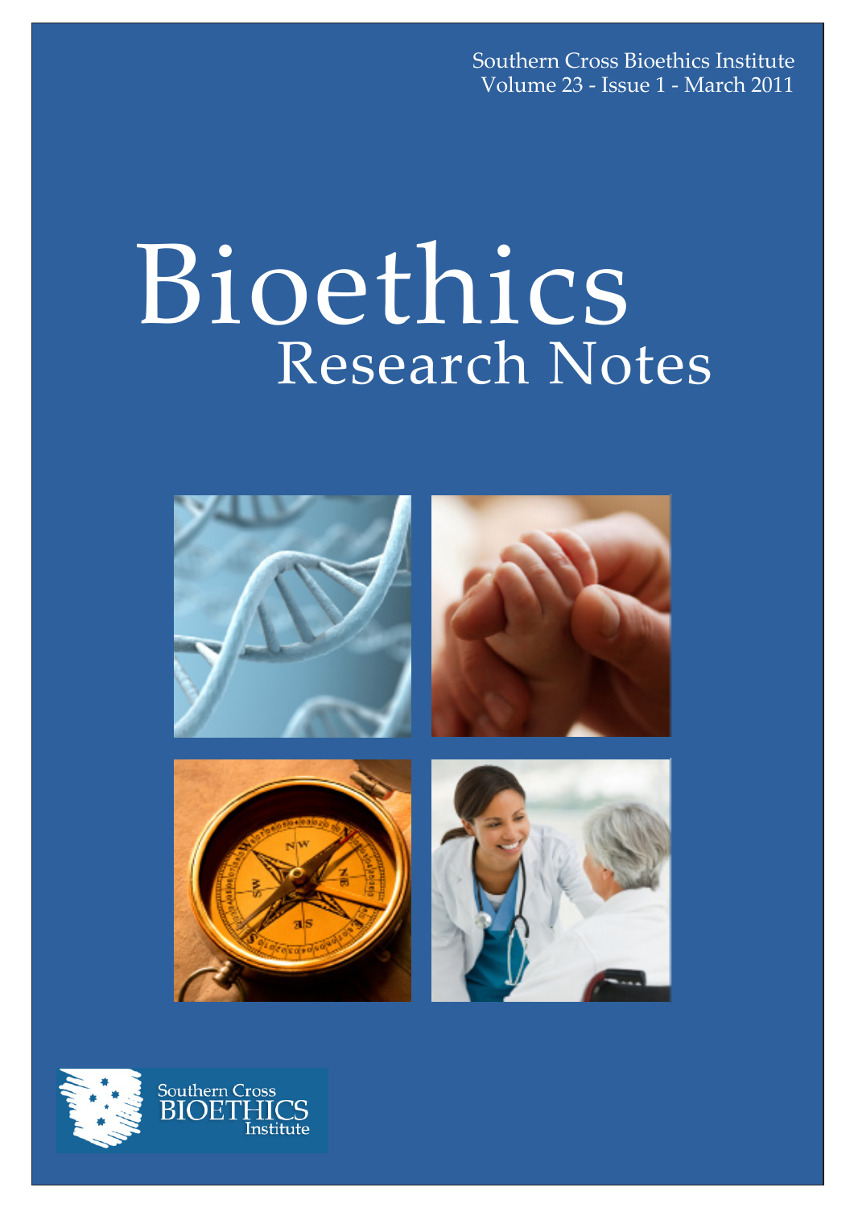Southern Cross Bioethics Institute
Volume 23 - Issue 1 - March 2011

# Bioethics
## Research Notes

Southern Cross BIOETHICS Institute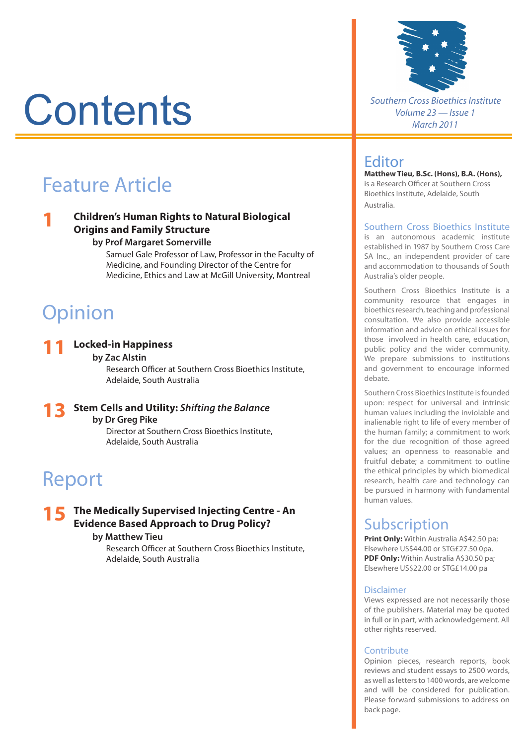# Contents

## Feature Article

**1** **Children's Human Rights to Natural Biological Origins and Family Structure**
**by Prof Margaret Somerville**
Samuel Gale Professor of Law, Professor in the Faculty of Medicine, and Founding Director of the Centre for Medicine, Ethics and Law at McGill University, Montreal

## Opinion

**11** **Locked-in Happiness**
**by Zac Alstin**
Research Officer at Southern Cross Bioethics Institute, Adelaide, South Australia

**13** **Stem Cells and Utility:** ***Shifting the Balance***
**by Dr Greg Pike**
Director at Southern Cross Bioethics Institute, Adelaide, South Australia

## Report

**15** **The Medically Supervised Injecting Centre - An Evidence Based Approach to Drug Policy?**
**by Matthew Tieu**
Research Officer at Southern Cross Bioethics Institute, Adelaide, South Australia

---

*Southern Cross Bioethics Institute*
*Volume 23 — Issue 1*
*March 2011*

## Editor

**Matthew Tieu, B.Sc. (Hons), B.A. (Hons),** is a Research Officer at Southern Cross Bioethics Institute, Adelaide, South Australia.

### Southern Cross Bioethics Institute

is an autonomous academic institute established in 1987 by Southern Cross Care SA Inc., an independent provider of care and accommodation to thousands of South Australia's older people.

Southern Cross Bioethics Institute is a community resource that engages in bioethics research, teaching and professional consultation. We also provide accessible information and advice on ethical issues for those involved in health care, education, public policy and the wider community. We prepare submissions to institutions and government to encourage informed debate.

Southern Cross Bioethics Institute is founded upon: respect for universal and intrinsic human values including the inviolable and inalienable right to life of every member of the human family; a commitment to work for the due recognition of those agreed values; an openness to reasonable and fruitful debate; a commitment to outline the ethical principles by which biomedical research, health care and technology can be pursued in harmony with fundamental human values.

## Subscription

**Print Only:** Within Australia A$42.50 pa; Elsewhere US$44.00 or STG£27.50 0pa.
**PDF Only:** Within Australia A$30.50 pa; Elsewhere US$22.00 or STG£14.00 pa

### Disclaimer

Views expressed are not necessarily those of the publishers. Material may be quoted in full or in part, with acknowledgement. All other rights reserved.

### Contribute

Opinion pieces, research reports, book reviews and student essays to 2500 words, as well as letters to 1400 words, are welcome and will be considered for publication. Please forward submissions to address on back page.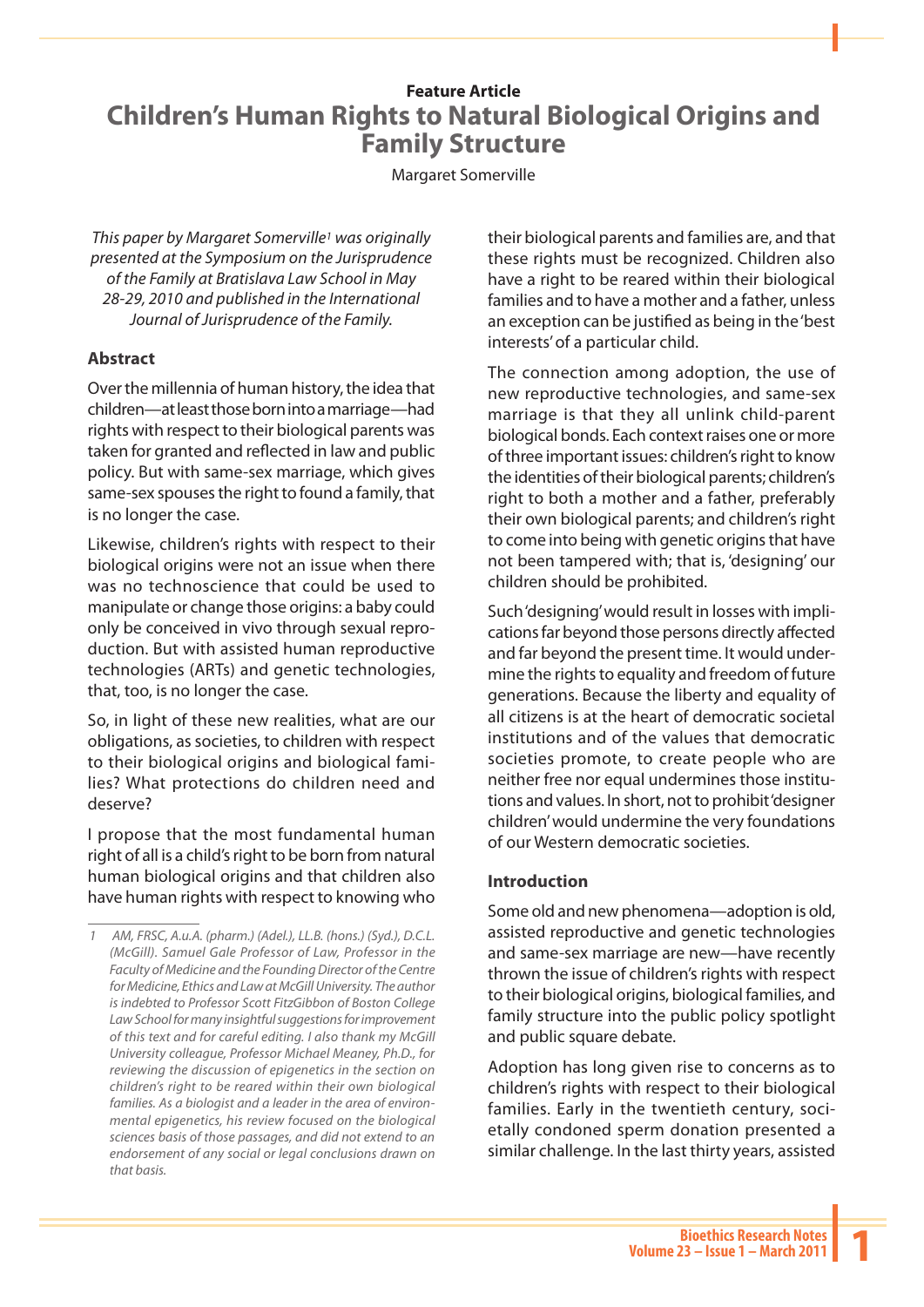Feature Article

# Children's Human Rights to Natural Biological Origins and Family Structure

Margaret Somerville

*This paper by Margaret Somerville[1] was originally presented at the Symposium on the Jurisprudence of the Family at Bratislava Law School in May 28-29, 2010 and published in the International Journal of Jurisprudence of the Family.*

### Abstract

Over the millennia of human history, the idea that children—at least those born into a marriage—had rights with respect to their biological parents was taken for granted and reflected in law and public policy. But with same-sex marriage, which gives same-sex spouses the right to found a family, that is no longer the case.

Likewise, children's rights with respect to their biological origins were not an issue when there was no technoscience that could be used to manipulate or change those origins: a baby could only be conceived in vivo through sexual reproduction. But with assisted human reproductive technologies (ARTs) and genetic technologies, that, too, is no longer the case.

So, in light of these new realities, what are our obligations, as societies, to children with respect to their biological origins and biological families? What protections do children need and deserve?

I propose that the most fundamental human right of all is a child's right to be born from natural human biological origins and that children also have human rights with respect to knowing who their biological parents and families are, and that these rights must be recognized. Children also have a right to be reared within their biological families and to have a mother and a father, unless an exception can be justified as being in the 'best interests' of a particular child.

The connection among adoption, the use of new reproductive technologies, and same-sex marriage is that they all unlink child-parent biological bonds. Each context raises one or more of three important issues: children's right to know the identities of their biological parents; children's right to both a mother and a father, preferably their own biological parents; and children's right to come into being with genetic origins that have not been tampered with; that is, 'designing' our children should be prohibited.

Such 'designing' would result in losses with implications far beyond those persons directly affected and far beyond the present time. It would undermine the rights to equality and freedom of future generations. Because the liberty and equality of all citizens is at the heart of democratic societal institutions and of the values that democratic societies promote, to create people who are neither free nor equal undermines those institutions and values. In short, not to prohibit 'designer children' would undermine the very foundations of our Western democratic societies.

### Introduction

Some old and new phenomena—adoption is old, assisted reproductive and genetic technologies and same-sex marriage are new—have recently thrown the issue of children's rights with respect to their biological origins, biological families, and family structure into the public policy spotlight and public square debate.

Adoption has long given rise to concerns as to children's rights with respect to their biological families. Early in the twentieth century, societally condoned sperm donation presented a similar challenge. In the last thirty years, assisted

---

[1] *AM, FRSC, A.u.A. (pharm.) (Adel.), LL.B. (hons.) (Syd.), D.C.L. (McGill). Samuel Gale Professor of Law, Professor in the Faculty of Medicine and the Founding Director of the Centre for Medicine, Ethics and Law at McGill University. The author is indebted to Professor Scott FitzGibbon of Boston College Law School for many insightful suggestions for improvement of this text and for careful editing. I also thank my McGill University colleague, Professor Michael Meaney, Ph.D., for reviewing the discussion of epigenetics in the section on children's right to be reared within their own biological families. As a biologist and a leader in the area of environmental epigenetics, his review focused on the biological sciences basis of those passages, and did not extend to an endorsement of any social or legal conclusions drawn on that basis.*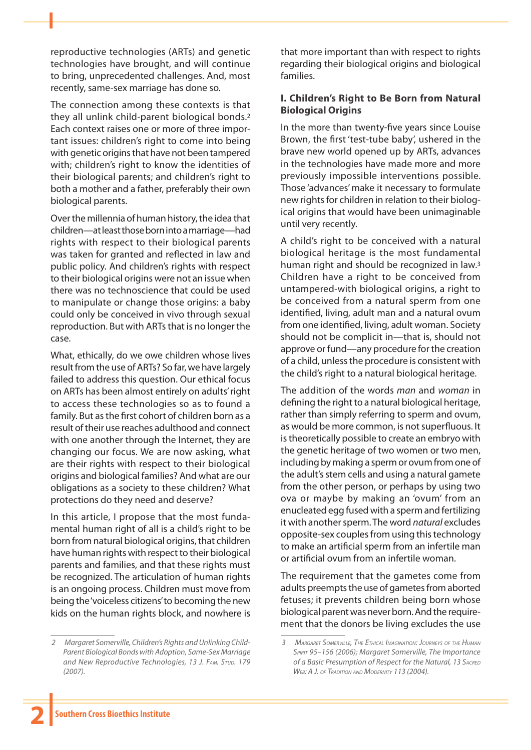reproductive technologies (ARTs) and genetic technologies have brought, and will continue to bring, unprecedented challenges. And, most recently, same-sex marriage has done so.

The connection among these contexts is that they all unlink child-parent biological bonds.[2] Each context raises one or more of three important issues: children's right to come into being with genetic origins that have not been tampered with; children's right to know the identities of their biological parents; and children's right to both a mother and a father, preferably their own biological parents.

Over the millennia of human history, the idea that children—at least those born into a marriage—had rights with respect to their biological parents was taken for granted and reflected in law and public policy. And children's rights with respect to their biological origins were not an issue when there was no technoscience that could be used to manipulate or change those origins: a baby could only be conceived in vivo through sexual reproduction. But with ARTs that is no longer the case.

What, ethically, do we owe children whose lives result from the use of ARTs? So far, we have largely failed to address this question. Our ethical focus on ARTs has been almost entirely on adults' right to access these technologies so as to found a family. But as the first cohort of children born as a result of their use reaches adulthood and connect with one another through the Internet, they are changing our focus. We are now asking, what are their rights with respect to their biological origins and biological families? And what are our obligations as a society to these children? What protections do they need and deserve?

In this article, I propose that the most fundamental human right of all is a child's right to be born from natural biological origins, that children have human rights with respect to their biological parents and families, and that these rights must be recognized. The articulation of human rights is an ongoing process. Children must move from being the 'voiceless citizens' to becoming the new kids on the human rights block, and nowhere is that more important than with respect to rights regarding their biological origins and biological families.

## I. Children's Right to Be Born from Natural Biological Origins

In the more than twenty-five years since Louise Brown, the first 'test-tube baby', ushered in the brave new world opened up by ARTs, advances in the technologies have made more and more previously impossible interventions possible. Those 'advances' make it necessary to formulate new rights for children in relation to their biological origins that would have been unimaginable until very recently.

A child's right to be conceived with a natural biological heritage is the most fundamental human right and should be recognized in law.[3] Children have a right to be conceived from untampered-with biological origins, a right to be conceived from a natural sperm from one identified, living, adult man and a natural ovum from one identified, living, adult woman. Society should not be complicit in—that is, should not approve or fund—any procedure for the creation of a child, unless the procedure is consistent with the child's right to a natural biological heritage.

The addition of the words *man* and *woman* in defining the right to a natural biological heritage, rather than simply referring to sperm and ovum, as would be more common, is not superfluous. It is theoretically possible to create an embryo with the genetic heritage of two women or two men, including by making a sperm or ovum from one of the adult's stem cells and using a natural gamete from the other person, or perhaps by using two ova or maybe by making an 'ovum' from an enucleated egg fused with a sperm and fertilizing it with another sperm. The word *natural* excludes opposite-sex couples from using this technology to make an artificial sperm from an infertile man or artificial ovum from an infertile woman.

The requirement that the gametes come from adults preempts the use of gametes from aborted fetuses; it prevents children being born whose biological parent was never born. And the requirement that the donors be living excludes the use

---

2 *Margaret Somerville, Children's Rights and Unlinking Child-Parent Biological Bonds with Adoption, Same-Sex Marriage and New Reproductive Technologies, 13 J. Fam. Stud. 179 (2007).*

3 *Margaret Somerville, The Ethical Imagination: Journeys of the Human Spirit 95–156 (2006); Margaret Somerville, The Importance of a Basic Presumption of Respect for the Natural, 13 Sacred Web: A J. of Tradition and Modernity 113 (2004).*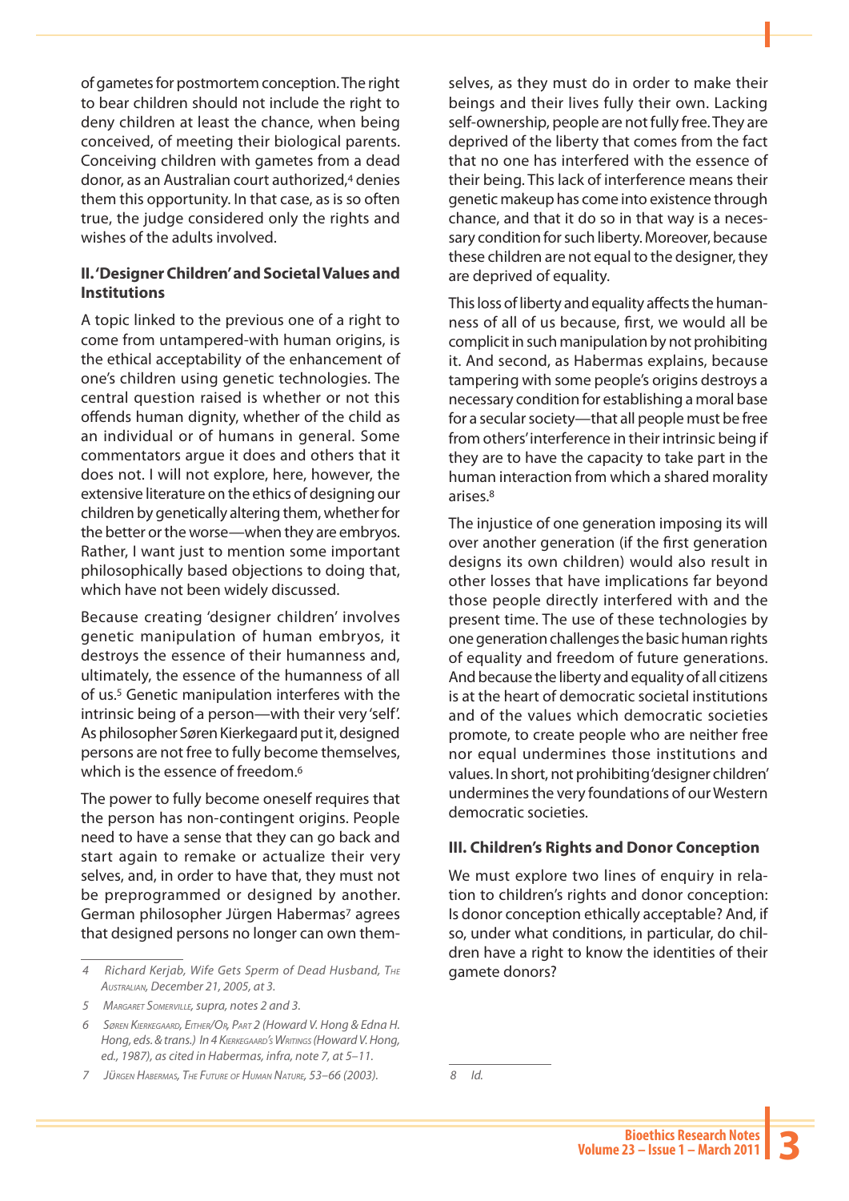of gametes for postmortem conception. The right to bear children should not include the right to deny children at least the chance, when being conceived, of meeting their biological parents. Conceiving children with gametes from a dead donor, as an Australian court authorized,[4] denies them this opportunity. In that case, as is so often true, the judge considered only the rights and wishes of the adults involved.

### II. 'Designer Children' and Societal Values and Institutions

A topic linked to the previous one of a right to come from untampered-with human origins, is the ethical acceptability of the enhancement of one's children using genetic technologies. The central question raised is whether or not this offends human dignity, whether of the child as an individual or of humans in general. Some commentators argue it does and others that it does not. I will not explore, here, however, the extensive literature on the ethics of designing our children by genetically altering them, whether for the better or the worse—when they are embryos. Rather, I want just to mention some important philosophically based objections to doing that, which have not been widely discussed.

Because creating 'designer children' involves genetic manipulation of human embryos, it destroys the essence of their humanness and, ultimately, the essence of the humanness of all of us.[5] Genetic manipulation interferes with the intrinsic being of a person—with their very 'self'. As philosopher Søren Kierkegaard put it, designed persons are not free to fully become themselves, which is the essence of freedom.[6]

The power to fully become oneself requires that the person has non-contingent origins. People need to have a sense that they can go back and start again to remake or actualize their very selves, and, in order to have that, they must not be preprogrammed or designed by another. German philosopher Jürgen Habermas[7] agrees that designed persons no longer can own themselves, as they must do in order to make their beings and their lives fully their own. Lacking self-ownership, people are not fully free. They are deprived of the liberty that comes from the fact that no one has interfered with the essence of their being. This lack of interference means their genetic makeup has come into existence through chance, and that it do so in that way is a necessary condition for such liberty. Moreover, because these children are not equal to the designer, they are deprived of equality.

This loss of liberty and equality affects the humanness of all of us because, first, we would all be complicit in such manipulation by not prohibiting it. And second, as Habermas explains, because tampering with some people's origins destroys a necessary condition for establishing a moral base for a secular society—that all people must be free from others' interference in their intrinsic being if they are to have the capacity to take part in the human interaction from which a shared morality arises.[8]

The injustice of one generation imposing its will over another generation (if the first generation designs its own children) would also result in other losses that have implications far beyond those people directly interfered with and the present time. The use of these technologies by one generation challenges the basic human rights of equality and freedom of future generations. And because the liberty and equality of all citizens is at the heart of democratic societal institutions and of the values which democratic societies promote, to create people who are neither free nor equal undermines those institutions and values. In short, not prohibiting 'designer children' undermines the very foundations of our Western democratic societies.

### III. Children's Rights and Donor Conception

We must explore two lines of enquiry in relation to children's rights and donor conception: Is donor conception ethically acceptable? And, if so, under what conditions, in particular, do children have a right to know the identities of their gamete donors?

---

4 *Richard Kerjab, Wife Gets Sperm of Dead Husband, The Australian, December 21, 2005, at 3.*

5 *Margaret Somerville, supra, notes 2 and 3.*

6 *Søren Kierkegaard, Either/Or, Part 2 (Howard V. Hong & Edna H. Hong, eds. & trans.) In 4 Kierkegaard's Writings (Howard V. Hong, ed., 1987), as cited in Habermas, infra, note 7, at 5–11.*

7 *Jürgen Habermas, The Future of Human Nature, 53–66 (2003).*

8 *Id.*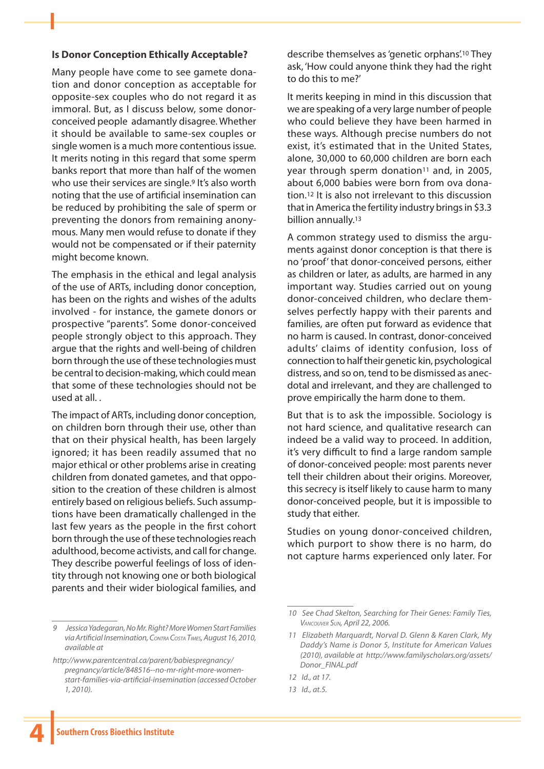**Is Donor Conception Ethically Acceptable?**

Many people have come to see gamete donation and donor conception as acceptable for opposite-sex couples who do not regard it as immoral. But, as I discuss below, some donor-conceived people adamantly disagree. Whether it should be available to same-sex couples or single women is a much more contentious issue. It merits noting in this regard that some sperm banks report that more than half of the women who use their services are single.[9] It's also worth noting that the use of artificial insemination can be reduced by prohibiting the sale of sperm or preventing the donors from remaining anonymous. Many men would refuse to donate if they would not be compensated or if their paternity might become known.

The emphasis in the ethical and legal analysis of the use of ARTs, including donor conception, has been on the rights and wishes of the adults involved - for instance, the gamete donors or prospective "parents". Some donor-conceived people strongly object to this approach. They argue that the rights and well-being of children born through the use of these technologies must be central to decision-making, which could mean that some of these technologies should not be used at all. .

The impact of ARTs, including donor conception, on children born through their use, other than that on their physical health, has been largely ignored; it has been readily assumed that no major ethical or other problems arise in creating children from donated gametes, and that opposition to the creation of these children is almost entirely based on religious beliefs. Such assumptions have been dramatically challenged in the last few years as the people in the first cohort born through the use of these technologies reach adulthood, become activists, and call for change. They describe powerful feelings of loss of identity through not knowing one or both biological parents and their wider biological families, and describe themselves as 'genetic orphans'.[10] They ask, 'How could anyone think they had the right to do this to me?'

It merits keeping in mind in this discussion that we are speaking of a very large number of people who could believe they have been harmed in these ways. Although precise numbers do not exist, it's estimated that in the United States, alone, 30,000 to 60,000 children are born each year through sperm donation[11] and, in 2005, about 6,000 babies were born from ova donation.[12] It is also not irrelevant to this discussion that in America the fertility industry brings in $3.3 billion annually.[13]

A common strategy used to dismiss the arguments against donor conception is that there is no 'proof' that donor-conceived persons, either as children or later, as adults, are harmed in any important way. Studies carried out on young donor-conceived children, who declare themselves perfectly happy with their parents and families, are often put forward as evidence that no harm is caused. In contrast, donor-conceived adults' claims of identity confusion, loss of connection to half their genetic kin, psychological distress, and so on, tend to be dismissed as anecdotal and irrelevant, and they are challenged to prove empirically the harm done to them.

But that is to ask the impossible. Sociology is not hard science, and qualitative research can indeed be a valid way to proceed. In addition, it's very difficult to find a large random sample of donor-conceived people: most parents never tell their children about their origins. Moreover, this secrecy is itself likely to cause harm to many donor-conceived people, but it is impossible to study that either.

Studies on young donor-conceived children, which purport to show there is no harm, do not capture harms experienced only later. For

---

9 Jessica Yadegaran, *No Mr. Right? More Women Start Families via Artificial Insemination*, Contra Costa Times, August 16, 2010, available at http://www.parentcentral.ca/parent/babiespregnancy/pregnancy/article/848516--no-mr-right-more-women-start-families-via-artificial-insemination (accessed October 1, 2010).

10 See Chad Skelton, *Searching for Their Genes: Family Ties*, Vancouver Sun, April 22, 2006.

11 Elizabeth Marquardt, Norval D. Glenn & Karen Clark, *My Daddy's Name is Donor 5*, Institute for American Values (2010), available at http://www.familyscholars.org/assets/Donor_FINAL.pdf

12 Id., at 17.

13 Id., at.5.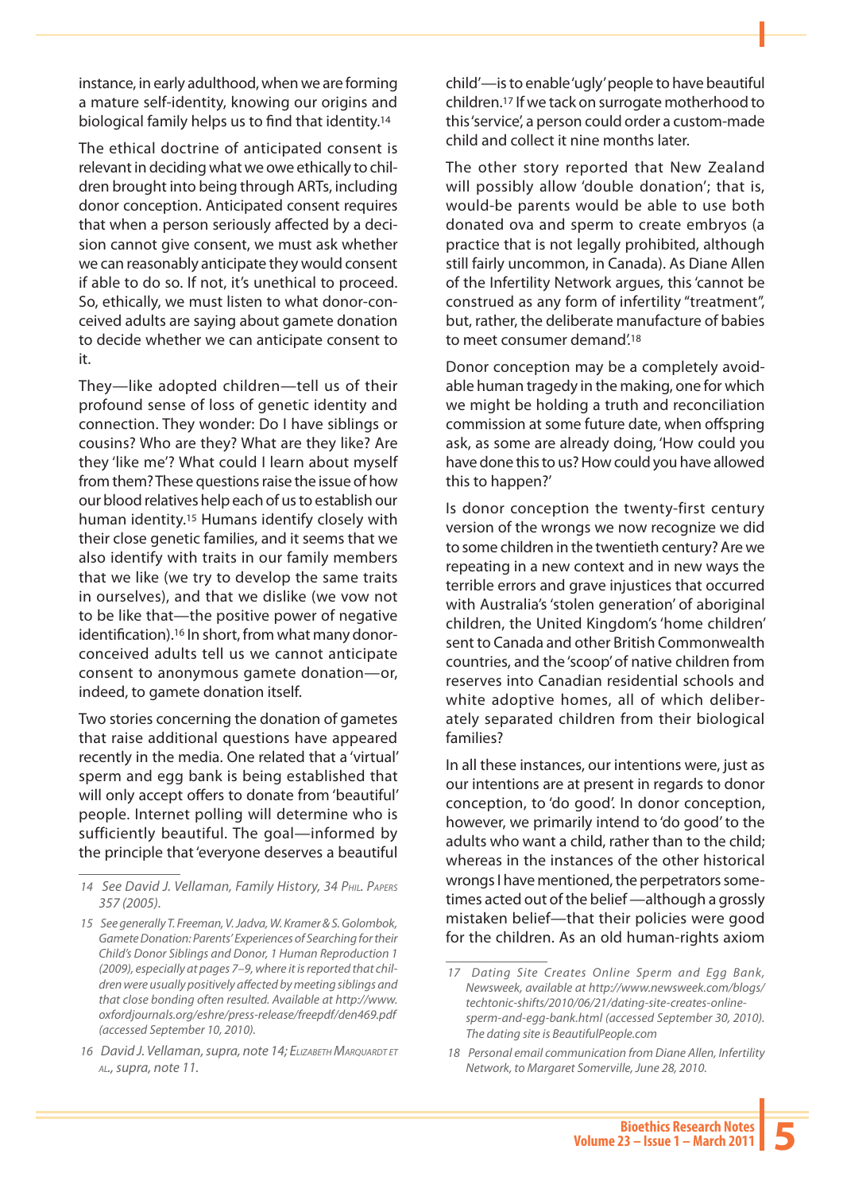instance, in early adulthood, when we are forming a mature self-identity, knowing our origins and biological family helps us to find that identity.[14]

The ethical doctrine of anticipated consent is relevant in deciding what we owe ethically to children brought into being through ARTs, including donor conception. Anticipated consent requires that when a person seriously affected by a decision cannot give consent, we must ask whether we can reasonably anticipate they would consent if able to do so. If not, it's unethical to proceed. So, ethically, we must listen to what donor-conceived adults are saying about gamete donation to decide whether we can anticipate consent to it.

They—like adopted children—tell us of their profound sense of loss of genetic identity and connection. They wonder: Do I have siblings or cousins? Who are they? What are they like? Are they 'like me'? What could I learn about myself from them? These questions raise the issue of how our blood relatives help each of us to establish our human identity.[15] Humans identify closely with their close genetic families, and it seems that we also identify with traits in our family members that we like (we try to develop the same traits in ourselves), and that we dislike (we vow not to be like that—the positive power of negative identification).[16] In short, from what many donor-conceived adults tell us we cannot anticipate consent to anonymous gamete donation—or, indeed, to gamete donation itself.

Two stories concerning the donation of gametes that raise additional questions have appeared recently in the media. One related that a 'virtual' sperm and egg bank is being established that will only accept offers to donate from 'beautiful' people. Internet polling will determine who is sufficiently beautiful. The goal—informed by the principle that 'everyone deserves a beautiful child'—is to enable 'ugly' people to have beautiful children.[17] If we tack on surrogate motherhood to this 'service', a person could order a custom-made child and collect it nine months later.

The other story reported that New Zealand will possibly allow 'double donation'; that is, would-be parents would be able to use both donated ova and sperm to create embryos (a practice that is not legally prohibited, although still fairly uncommon, in Canada). As Diane Allen of the Infertility Network argues, this 'cannot be construed as any form of infertility "treatment", but, rather, the deliberate manufacture of babies to meet consumer demand'.[18]

Donor conception may be a completely avoidable human tragedy in the making, one for which we might be holding a truth and reconciliation commission at some future date, when offspring ask, as some are already doing, 'How could you have done this to us? How could you have allowed this to happen?'

Is donor conception the twenty-first century version of the wrongs we now recognize we did to some children in the twentieth century? Are we repeating in a new context and in new ways the terrible errors and grave injustices that occurred with Australia's 'stolen generation' of aboriginal children, the United Kingdom's 'home children' sent to Canada and other British Commonwealth countries, and the 'scoop' of native children from reserves into Canadian residential schools and white adoptive homes, all of which deliberately separated children from their biological families?

In all these instances, our intentions were, just as our intentions are at present in regards to donor conception, to 'do good'. In donor conception, however, we primarily intend to 'do good' to the adults who want a child, rather than to the child; whereas in the instances of the other historical wrongs I have mentioned, the perpetrators sometimes acted out of the belief —although a grossly mistaken belief—that their policies were good for the children. As an old human-rights axiom

---

14 *See David J. Vellaman, Family History, 34 PHIL. PAPERS 357 (2005).*

15 *See generally T. Freeman, V. Jadva, W. Kramer & S. Golombok, Gamete Donation: Parents' Experiences of Searching for their Child's Donor Siblings and Donor, 1 Human Reproduction 1 (2009), especially at pages 7–9, where it is reported that children were usually positively affected by meeting siblings and that close bonding often resulted. Available at http://www.oxfordjournals.org/eshre/press-release/freepdf/den469.pdf (accessed September 10, 2010).*

16 *David J. Vellaman, supra, note 14; ELIZABETH MARQUARDT ET AL., supra, note 11.*

17 *Dating Site Creates Online Sperm and Egg Bank, Newsweek, available at http://www.newsweek.com/blogs/techtonic-shifts/2010/06/21/dating-site-creates-online-sperm-and-egg-bank.html (accessed September 30, 2010). The dating site is BeautifulPeople.com*

18 *Personal email communication from Diane Allen, Infertility Network, to Margaret Somerville, June 28, 2010.*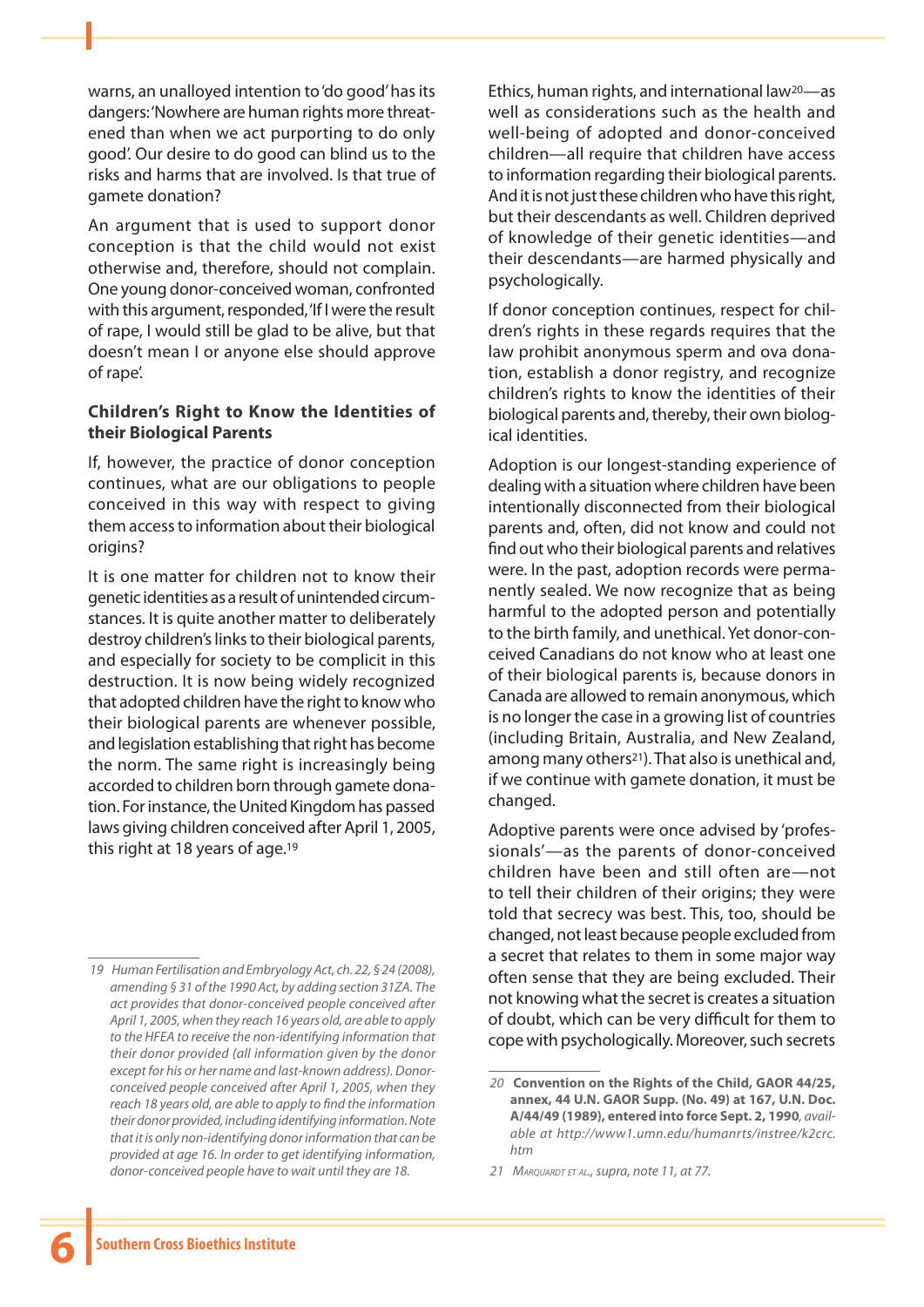warns, an unalloyed intention to 'do good' has its dangers: 'Nowhere are human rights more threatened than when we act purporting to do only good'. Our desire to do good can blind us to the risks and harms that are involved. Is that true of gamete donation?

An argument that is used to support donor conception is that the child would not exist otherwise and, therefore, should not complain. One young donor-conceived woman, confronted with this argument, responded, 'If I were the result of rape, I would still be glad to be alive, but that doesn't mean I or anyone else should approve of rape'.

### Children's Right to Know the Identities of their Biological Parents

If, however, the practice of donor conception continues, what are our obligations to people conceived in this way with respect to giving them access to information about their biological origins?

It is one matter for children not to know their genetic identities as a result of unintended circumstances. It is quite another matter to deliberately destroy children's links to their biological parents, and especially for society to be complicit in this destruction. It is now being widely recognized that adopted children have the right to know who their biological parents are whenever possible, and legislation establishing that right has become the norm. The same right is increasingly being accorded to children born through gamete donation. For instance, the United Kingdom has passed laws giving children conceived after April 1, 2005, this right at 18 years of age.[19]

Ethics, human rights, and international law[20]—as well as considerations such as the health and well-being of adopted and donor-conceived children—all require that children have access to information regarding their biological parents. And it is not just these children who have this right, but their descendants as well. Children deprived of knowledge of their genetic identities—and their descendants—are harmed physically and psychologically.

If donor conception continues, respect for children's rights in these regards requires that the law prohibit anonymous sperm and ova donation, establish a donor registry, and recognize children's rights to know the identities of their biological parents and, thereby, their own biological identities.

Adoption is our longest-standing experience of dealing with a situation where children have been intentionally disconnected from their biological parents and, often, did not know and could not find out who their biological parents and relatives were. In the past, adoption records were permanently sealed. We now recognize that as being harmful to the adopted person and potentially to the birth family, and unethical. Yet donor-conceived Canadians do not know who at least one of their biological parents is, because donors in Canada are allowed to remain anonymous, which is no longer the case in a growing list of countries (including Britain, Australia, and New Zealand, among many others[21]). That also is unethical and, if we continue with gamete donation, it must be changed.

Adoptive parents were once advised by 'professionals'—as the parents of donor-conceived children have been and still often are—not to tell their children of their origins; they were told that secrecy was best. This, too, should be changed, not least because people excluded from a secret that relates to them in some major way often sense that they are being excluded. Their not knowing what the secret is creates a situation of doubt, which can be very difficult for them to cope with psychologically. Moreover, such secrets

---

19 *Human Fertilisation and Embryology Act, ch. 22, § 24 (2008), amending § 31 of the 1990 Act, by adding section 31ZA. The act provides that donor-conceived people conceived after April 1, 2005, when they reach 16 years old, are able to apply to the HFEA to receive the non-identifying information that their donor provided (all information given by the donor except for his or her name and last-known address). Donor-conceived people conceived after April 1, 2005, when they reach 18 years old, are able to apply to find the information their donor provided, including identifying information. Note that it is only non-identifying donor information that can be provided at age 16. In order to get identifying information, donor-conceived people have to wait until they are 18.*

20 **Convention on the Rights of the Child, GAOR 44/25, annex, 44 U.N. GAOR Supp. (No. 49) at 167, U.N. Doc. A/44/49 (1989), entered into force Sept. 2, 1990**, *available at http://www1.umn.edu/humanrts/instree/k2crc.htm*

21 *Marquardt et al., supra, note 11, at 77.*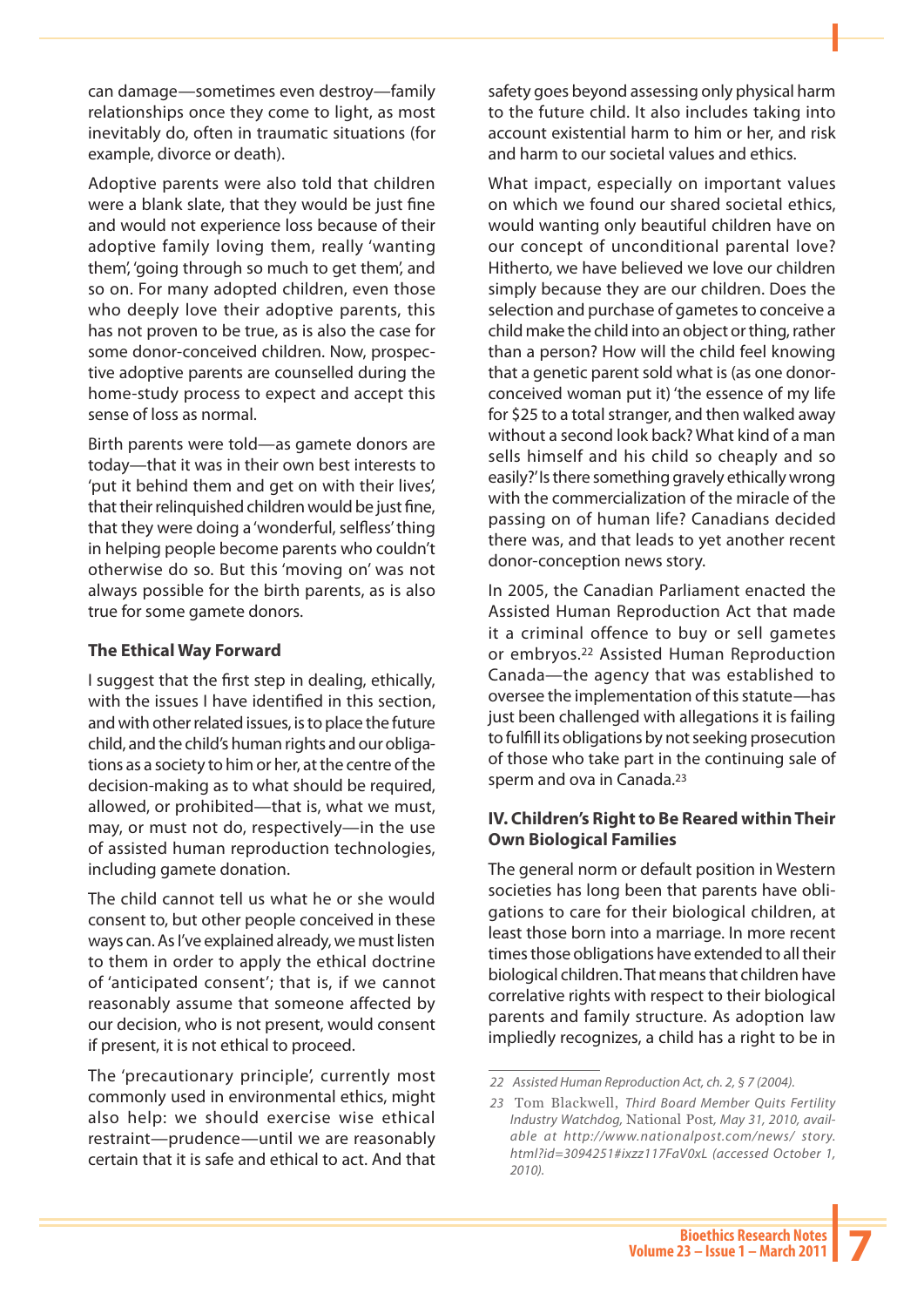can damage—sometimes even destroy—family relationships once they come to light, as most inevitably do, often in traumatic situations (for example, divorce or death).

Adoptive parents were also told that children were a blank slate, that they would be just fine and would not experience loss because of their adoptive family loving them, really 'wanting them', 'going through so much to get them', and so on. For many adopted children, even those who deeply love their adoptive parents, this has not proven to be true, as is also the case for some donor-conceived children. Now, prospective adoptive parents are counselled during the home-study process to expect and accept this sense of loss as normal.

Birth parents were told—as gamete donors are today—that it was in their own best interests to 'put it behind them and get on with their lives', that their relinquished children would be just fine, that they were doing a 'wonderful, selfless' thing in helping people become parents who couldn't otherwise do so. But this 'moving on' was not always possible for the birth parents, as is also true for some gamete donors.

**The Ethical Way Forward**

I suggest that the first step in dealing, ethically, with the issues I have identified in this section, and with other related issues, is to place the future child, and the child's human rights and our obligations as a society to him or her, at the centre of the decision-making as to what should be required, allowed, or prohibited—that is, what we must, may, or must not do, respectively—in the use of assisted human reproduction technologies, including gamete donation.

The child cannot tell us what he or she would consent to, but other people conceived in these ways can. As I've explained already, we must listen to them in order to apply the ethical doctrine of 'anticipated consent'; that is, if we cannot reasonably assume that someone affected by our decision, who is not present, would consent if present, it is not ethical to proceed.

The 'precautionary principle', currently most commonly used in environmental ethics, might also help: we should exercise wise ethical restraint—prudence—until we are reasonably certain that it is safe and ethical to act. And that safety goes beyond assessing only physical harm to the future child. It also includes taking into account existential harm to him or her, and risk and harm to our societal values and ethics.

What impact, especially on important values on which we found our shared societal ethics, would wanting only beautiful children have on our concept of unconditional parental love? Hitherto, we have believed we love our children simply because they are our children. Does the selection and purchase of gametes to conceive a child make the child into an object or thing, rather than a person? How will the child feel knowing that a genetic parent sold what is (as one donor-conceived woman put it) 'the essence of my life for $25 to a total stranger, and then walked away without a second look back? What kind of a man sells himself and his child so cheaply and so easily?' Is there something gravely ethically wrong with the commercialization of the miracle of the passing on of human life? Canadians decided there was, and that leads to yet another recent donor-conception news story.

In 2005, the Canadian Parliament enacted the Assisted Human Reproduction Act that made it a criminal offence to buy or sell gametes or embryos.[22] Assisted Human Reproduction Canada—the agency that was established to oversee the implementation of this statute—has just been challenged with allegations it is failing to fulfill its obligations by not seeking prosecution of those who take part in the continuing sale of sperm and ova in Canada.[23]

## IV. Children's Right to Be Reared within Their Own Biological Families

The general norm or default position in Western societies has long been that parents have obligations to care for their biological children, at least those born into a marriage. In more recent times those obligations have extended to all their biological children. That means that children have correlative rights with respect to their biological parents and family structure. As adoption law impliedly recognizes, a child has a right to be in

---

22 *Assisted Human Reproduction Act, ch. 2, § 7 (2004).*

23 Tom Blackwell, *Third Board Member Quits Fertility Industry Watchdog,* National Post*, May 31, 2010, available at http://www.nationalpost.com/news/ story.html?id=3094251#ixzz117FaV0xL (accessed October 1, 2010).*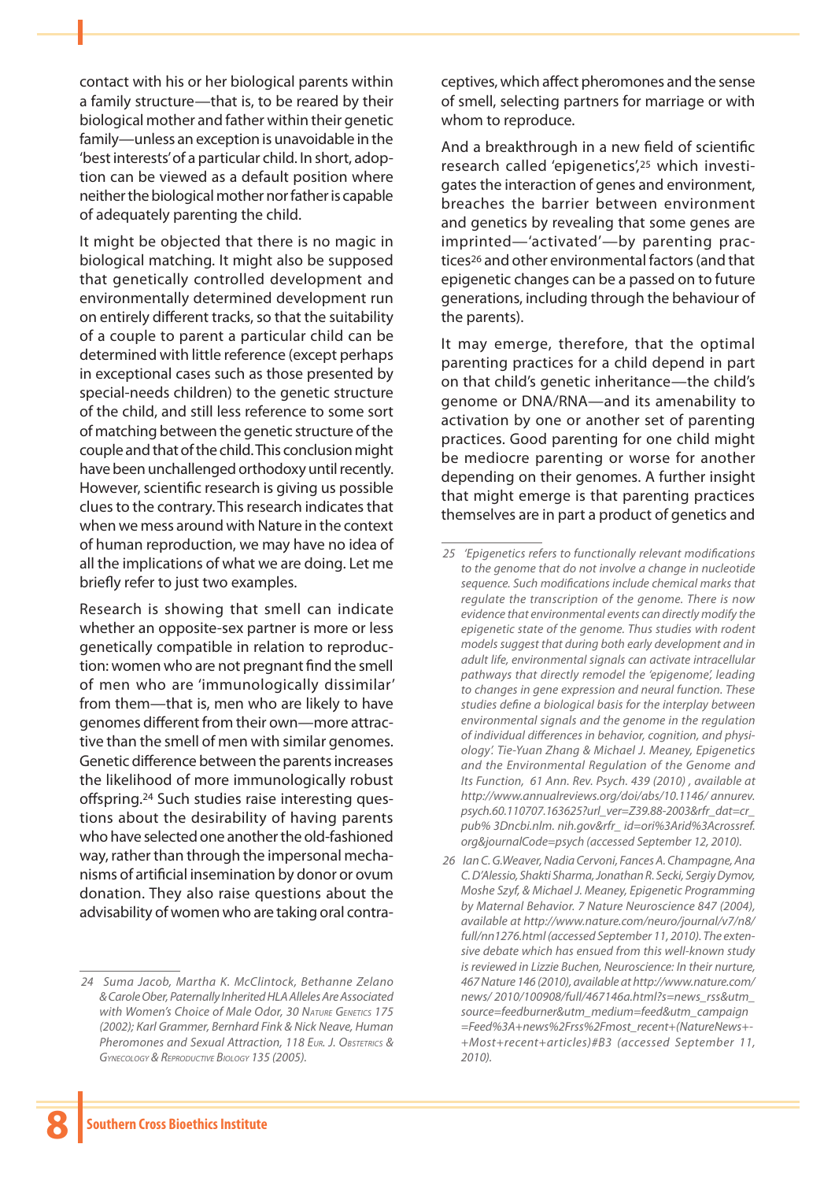contact with his or her biological parents within a family structure—that is, to be reared by their biological mother and father within their genetic family—unless an exception is unavoidable in the 'best interests' of a particular child. In short, adoption can be viewed as a default position where neither the biological mother nor father is capable of adequately parenting the child.

It might be objected that there is no magic in biological matching. It might also be supposed that genetically controlled development and environmentally determined development run on entirely different tracks, so that the suitability of a couple to parent a particular child can be determined with little reference (except perhaps in exceptional cases such as those presented by special-needs children) to the genetic structure of the child, and still less reference to some sort of matching between the genetic structure of the couple and that of the child. This conclusion might have been unchallenged orthodoxy until recently. However, scientific research is giving us possible clues to the contrary. This research indicates that when we mess around with Nature in the context of human reproduction, we may have no idea of all the implications of what we are doing. Let me briefly refer to just two examples.

Research is showing that smell can indicate whether an opposite-sex partner is more or less genetically compatible in relation to reproduction: women who are not pregnant find the smell of men who are 'immunologically dissimilar' from them—that is, men who are likely to have genomes different from their own—more attractive than the smell of men with similar genomes. Genetic difference between the parents increases the likelihood of more immunologically robust offspring.[24] Such studies raise interesting questions about the desirability of having parents who have selected one another the old-fashioned way, rather than through the impersonal mechanisms of artificial insemination by donor or ovum donation. They also raise questions about the advisability of women who are taking oral contraceptives, which affect pheromones and the sense of smell, selecting partners for marriage or with whom to reproduce.

And a breakthrough in a new field of scientific research called 'epigenetics',[25] which investigates the interaction of genes and environment, breaches the barrier between environment and genetics by revealing that some genes are imprinted—'activated'—by parenting practices[26] and other environmental factors (and that epigenetic changes can be a passed on to future generations, including through the behaviour of the parents).

It may emerge, therefore, that the optimal parenting practices for a child depend in part on that child's genetic inheritance—the child's genome or DNA/RNA—and its amenability to activation by one or another set of parenting practices. Good parenting for one child might be mediocre parenting or worse for another depending on their genomes. A further insight that might emerge is that parenting practices themselves are in part a product of genetics and

---

*24 Suma Jacob, Martha K. McClintock, Bethanne Zelano & Carole Ober, Paternally Inherited HLA Alleles Are Associated with Women's Choice of Male Odor, 30 Nature Genetics 175 (2002); Karl Grammer, Bernhard Fink & Nick Neave, Human Pheromones and Sexual Attraction, 118 Eur. J. Obstetrics & Gynecology & Reproductive Biology 135 (2005).*

*25 'Epigenetics refers to functionally relevant modifications to the genome that do not involve a change in nucleotide sequence. Such modifications include chemical marks that regulate the transcription of the genome. There is now evidence that environmental events can directly modify the epigenetic state of the genome. Thus studies with rodent models suggest that during both early development and in adult life, environmental signals can activate intracellular pathways that directly remodel the 'epigenome', leading to changes in gene expression and neural function. These studies define a biological basis for the interplay between environmental signals and the genome in the regulation of individual differences in behavior, cognition, and physiology'. Tie-Yuan Zhang & Michael J. Meaney, Epigenetics and the Environmental Regulation of the Genome and Its Function, 61 Ann. Rev. Psych. 439 (2010) , available at http://www.annualreviews.org/doi/abs/10.1146/ annurev.psych.60.110707.163625?url_ver=Z39.88-2003&rfr_dat=cr_pub% 3Dncbi.nlm. nih.gov&rfr_ id=ori%3Arid%3Acrossref.org&journalCode=psych (accessed September 12, 2010).*

*26 Ian C. G.Weaver, Nadia Cervoni, Frances A. Champagne, Ana C. D'Alessio, Shakti Sharma, Jonathan R. Secki, Sergiy Dymov, Moshe Szyf, & Michael J. Meaney, Epigenetic Programming by Maternal Behavior. 7 Nature Neuroscience 847 (2004), available at http://www.nature.com/neuro/journal/v7/n8/full/nn1276.html (accessed September 11, 2010). The extensive debate which has ensued from this well-known study is reviewed in Lizzie Buchen, Neuroscience: In their nurture, 467 Nature 146 (2010), available at http://www.nature.com/news/ 2010/100908/full/467146a.html?s=news_rss&utm_source=feedburner&utm_medium=feed&utm_campaign=Feed%3A+news%2Frss%2Fmost_recent+(NatureNews+-+Most+recent+articles)#B3 (accessed September 11, 2010).*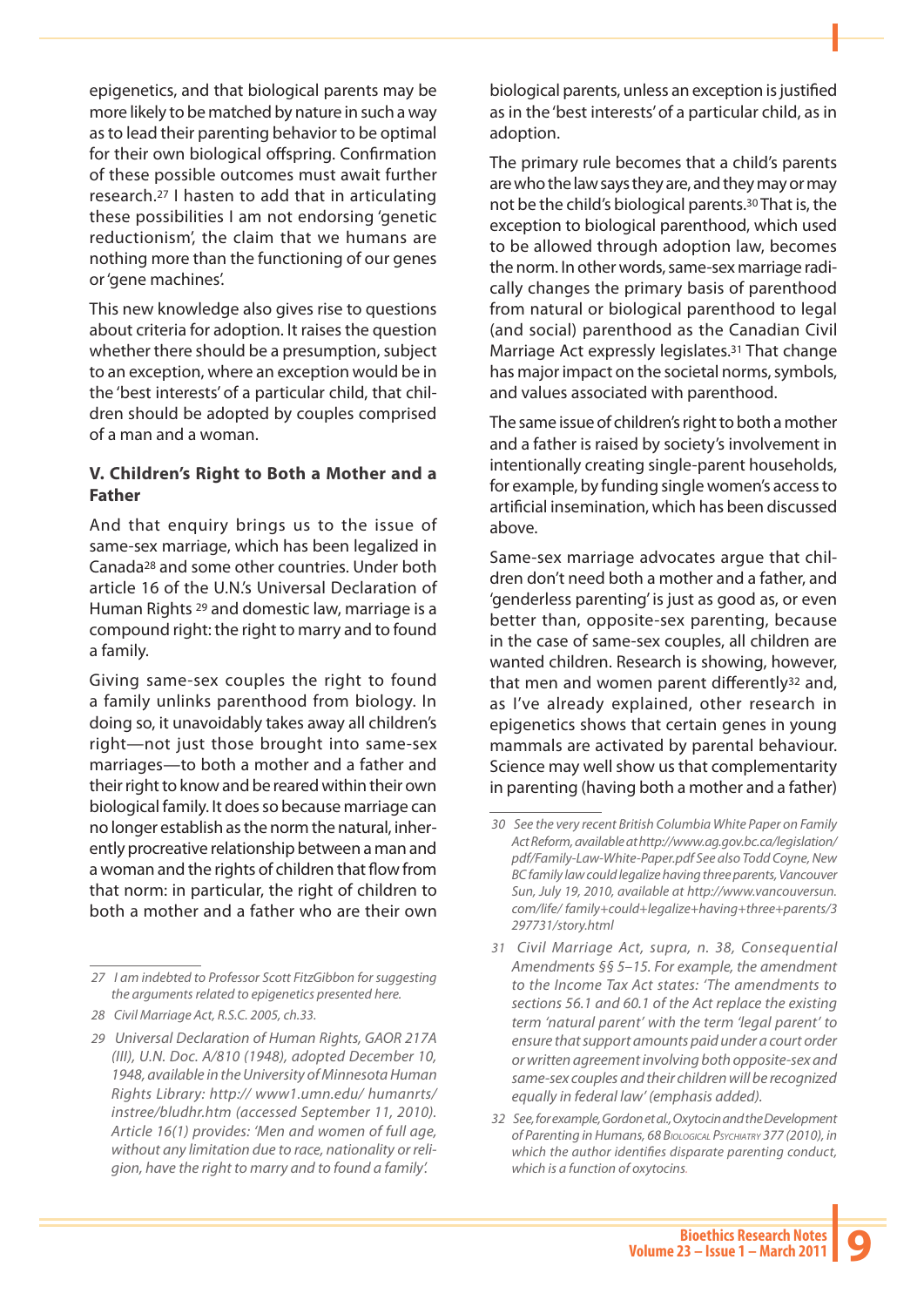epigenetics, and that biological parents may be more likely to be matched by nature in such a way as to lead their parenting behavior to be optimal for their own biological offspring. Confirmation of these possible outcomes must await further research.[27] I hasten to add that in articulating these possibilities I am not endorsing 'genetic reductionism', the claim that we humans are nothing more than the functioning of our genes or 'gene machines'.

This new knowledge also gives rise to questions about criteria for adoption. It raises the question whether there should be a presumption, subject to an exception, where an exception would be in the 'best interests' of a particular child, that children should be adopted by couples comprised of a man and a woman.

### V. Children's Right to Both a Mother and a Father

And that enquiry brings us to the issue of same-sex marriage, which has been legalized in Canada[28] and some other countries. Under both article 16 of the U.N.'s Universal Declaration of Human Rights [29] and domestic law, marriage is a compound right: the right to marry and to found a family.

Giving same-sex couples the right to found a family unlinks parenthood from biology. In doing so, it unavoidably takes away all children's right—not just those brought into same-sex marriages—to both a mother and a father and their right to know and be reared within their own biological family. It does so because marriage can no longer establish as the norm the natural, inherently procreative relationship between a man and a woman and the rights of children that flow from that norm: in particular, the right of children to both a mother and a father who are their own biological parents, unless an exception is justified as in the 'best interests' of a particular child, as in adoption.

The primary rule becomes that a child's parents are who the law says they are, and they may or may not be the child's biological parents.[30] That is, the exception to biological parenthood, which used to be allowed through adoption law, becomes the norm. In other words, same-sex marriage radically changes the primary basis of parenthood from natural or biological parenthood to legal (and social) parenthood as the Canadian Civil Marriage Act expressly legislates.[31] That change has major impact on the societal norms, symbols, and values associated with parenthood.

The same issue of children's right to both a mother and a father is raised by society's involvement in intentionally creating single-parent households, for example, by funding single women's access to artificial insemination, which has been discussed above.

Same-sex marriage advocates argue that children don't need both a mother and a father, and 'genderless parenting' is just as good as, or even better than, opposite-sex parenting, because in the case of same-sex couples, all children are wanted children. Research is showing, however, that men and women parent differently[32] and, as I've already explained, other research in epigenetics shows that certain genes in young mammals are activated by parental behaviour. Science may well show us that complementarity in parenting (having both a mother and a father)

---

*27 I am indebted to Professor Scott FitzGibbon for suggesting the arguments related to epigenetics presented here.*

*28 Civil Marriage Act, R.S.C. 2005, ch.33.*

*29 Universal Declaration of Human Rights, GAOR 217A (III), U.N. Doc. A/810 (1948), adopted December 10, 1948, available in the University of Minnesota Human Rights Library: http:// www1.umn.edu/ humanrts/ instree/bludhr.htm (accessed September 11, 2010). Article 16(1) provides: 'Men and women of full age, without any limitation due to race, nationality or religion, have the right to marry and to found a family'.*

*30 See the very recent British Columbia White Paper on Family Act Reform, available at http://www.ag.gov.bc.ca/legislation/pdf/Family-Law-White-Paper.pdf See also Todd Coyne, New BC family law could legalize having three parents, Vancouver Sun, July 19, 2010, available at http://www.vancouversun.com/life/ family+could+legalize+having+three+parents/3297731/story.html*

*31 Civil Marriage Act, supra, n. 38, Consequential Amendments §§ 5–15. For example, the amendment to the Income Tax Act states: 'The amendments to sections 56.1 and 60.1 of the Act replace the existing term 'natural parent' with the term 'legal parent' to ensure that support amounts paid under a court order or written agreement involving both opposite-sex and same-sex couples and their children will be recognized equally in federal law' (emphasis added).*

*32 See, for example, Gordon et al., Oxytocin and the Development of Parenting in Humans, 68 Biological Psychiatry 377 (2010), in which the author identifies disparate parenting conduct, which is a function of oxytocins.*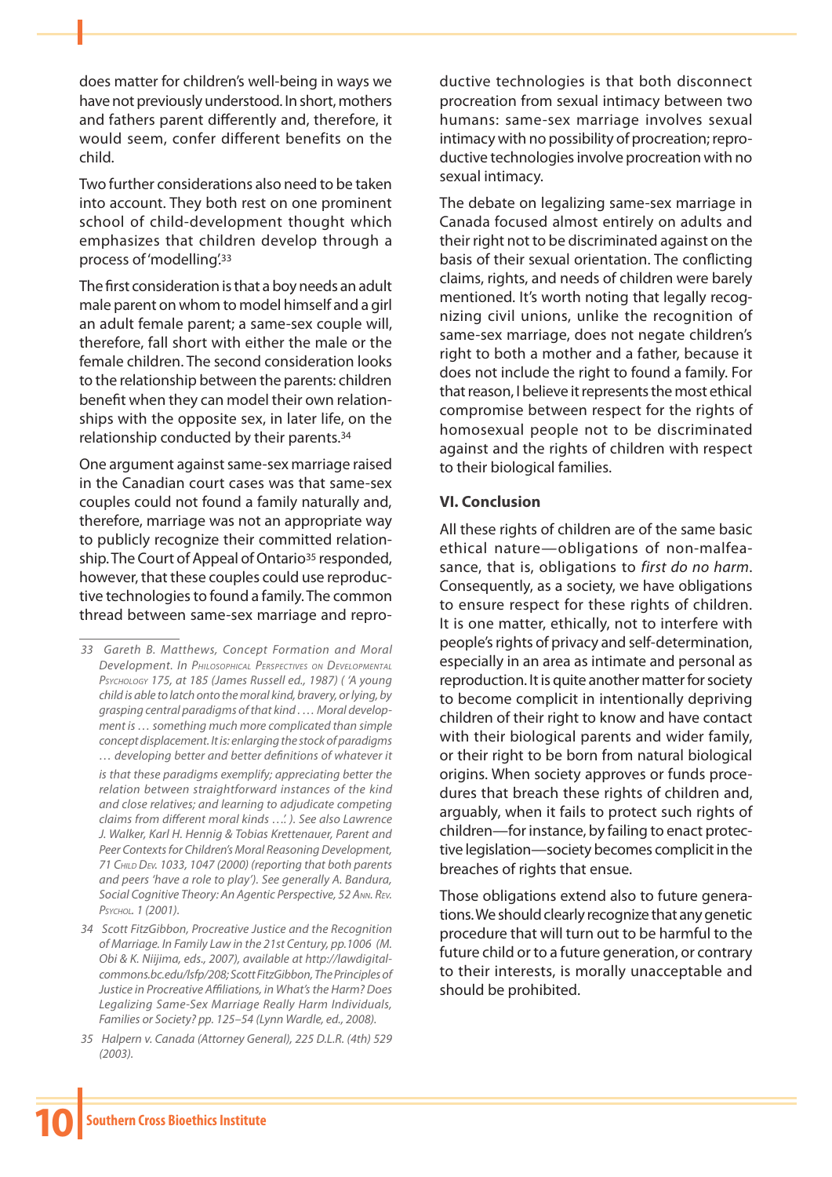does matter for children's well-being in ways we have not previously understood. In short, mothers and fathers parent differently and, therefore, it would seem, confer different benefits on the child.

Two further considerations also need to be taken into account. They both rest on one prominent school of child-development thought which emphasizes that children develop through a process of 'modelling'.[33]

The first consideration is that a boy needs an adult male parent on whom to model himself and a girl an adult female parent; a same-sex couple will, therefore, fall short with either the male or the female children. The second consideration looks to the relationship between the parents: children benefit when they can model their own relationships with the opposite sex, in later life, on the relationship conducted by their parents.[34]

One argument against same-sex marriage raised in the Canadian court cases was that same-sex couples could not found a family naturally and, therefore, marriage was not an appropriate way to publicly recognize their committed relationship. The Court of Appeal of Ontario[35] responded, however, that these couples could use reproductive technologies to found a family. The common thread between same-sex marriage and reproductive technologies is that both disconnect procreation from sexual intimacy between two humans: same-sex marriage involves sexual intimacy with no possibility of procreation; reproductive technologies involve procreation with no sexual intimacy.

The debate on legalizing same-sex marriage in Canada focused almost entirely on adults and their right not to be discriminated against on the basis of their sexual orientation. The conflicting claims, rights, and needs of children were barely mentioned. It's worth noting that legally recognizing civil unions, unlike the recognition of same-sex marriage, does not negate children's right to both a mother and a father, because it does not include the right to found a family. For that reason, I believe it represents the most ethical compromise between respect for the rights of homosexual people not to be discriminated against and the rights of children with respect to their biological families.

### VI. Conclusion

All these rights of children are of the same basic ethical nature—obligations of non-malfeasance, that is, obligations to *first do no harm*. Consequently, as a society, we have obligations to ensure respect for these rights of children. It is one matter, ethically, not to interfere with people's rights of privacy and self-determination, especially in an area as intimate and personal as reproduction. It is quite another matter for society to become complicit in intentionally depriving children of their right to know and have contact with their biological parents and wider family, or their right to be born from natural biological origins. When society approves or funds procedures that breach these rights of children and, arguably, when it fails to protect such rights of children—for instance, by failing to enact protective legislation—society becomes complicit in the breaches of rights that ensue.

Those obligations extend also to future generations. We should clearly recognize that any genetic procedure that will turn out to be harmful to the future child or to a future generation, or contrary to their interests, is morally unacceptable and should be prohibited.

---

33 Gareth B. Matthews, Concept Formation and Moral Development. In PHILOSOPHICAL PERSPECTIVES ON DEVELOPMENTAL PSYCHOLOGY 175, at 185 (James Russell ed., 1987) ( 'A young child is able to latch onto the moral kind, bravery, or lying, by grasping central paradigms of that kind . . . . Moral development is . . . something much more complicated than simple concept displacement. It is: enlarging the stock of paradigms . . . developing better and better definitions of whatever it is that these paradigms exemplify; appreciating better the relation between straightforward instances of the kind and close relatives; and learning to adjudicate competing claims from different moral kinds . . .'. ). See also Lawrence J. Walker, Karl H. Hennig & Tobias Krettenauer, Parent and Peer Contexts for Children's Moral Reasoning Development, 71 CHILD DEV. 1033, 1047 (2000) (reporting that both parents and peers 'have a role to play'). See generally A. Bandura, Social Cognitive Theory: An Agentic Perspective, 52 ANN. REV. PSYCHOL. 1 (2001).

34 Scott FitzGibbon, Procreative Justice and the Recognition of Marriage. In Family Law in the 21st Century, pp.1006 (M. Obi & K. Niijima, eds., 2007), available at http://lawdigitalcommons.bc.edu/lsfp/208; Scott FitzGibbon, The Principles of Justice in Procreative Affiliations, in What's the Harm? Does Legalizing Same-Sex Marriage Really Harm Individuals, Families or Society? pp. 125–54 (Lynn Wardle, ed., 2008).

35 Halpern v. Canada (Attorney General), 225 D.L.R. (4th) 529 (2003).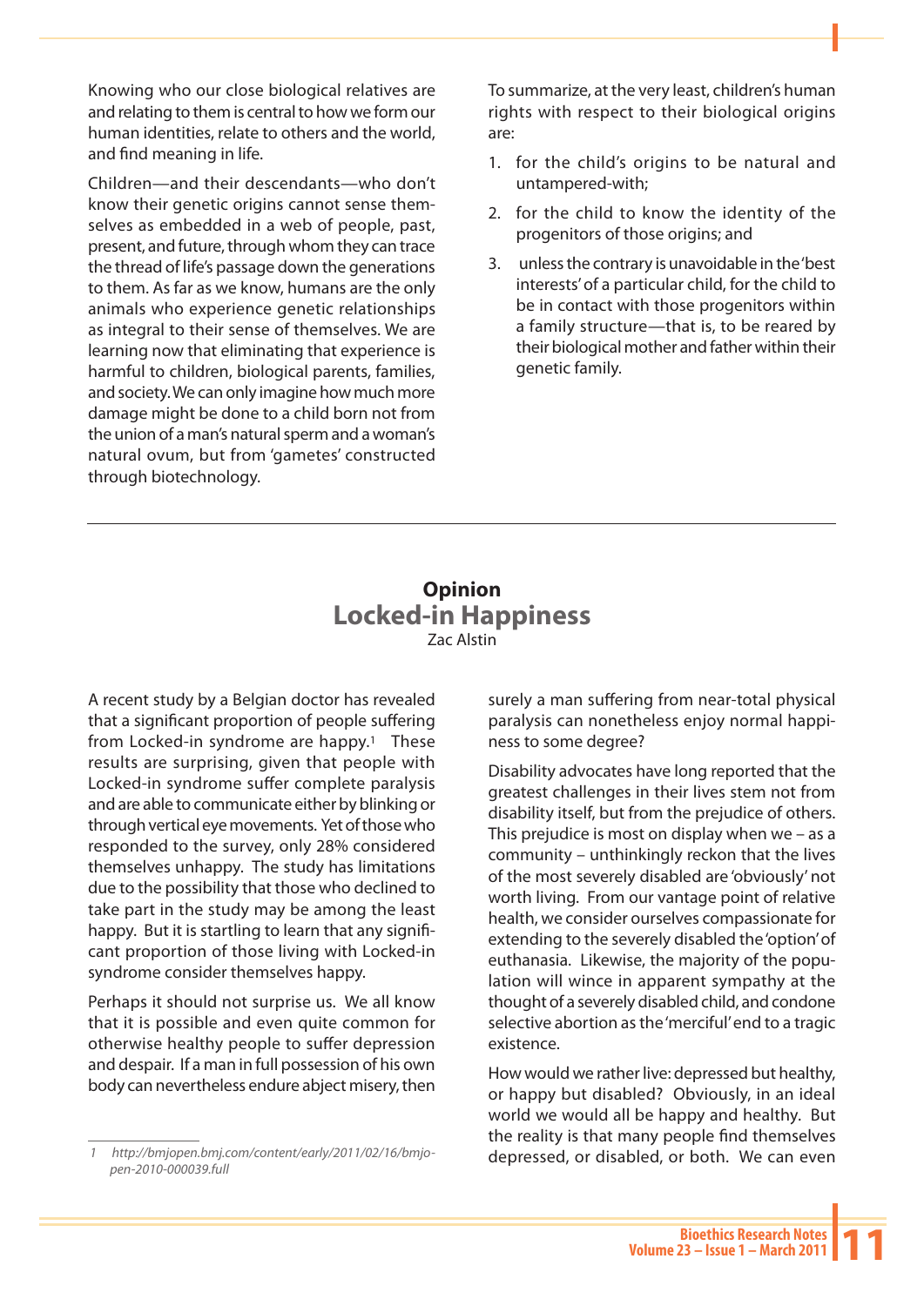Knowing who our close biological relatives are and relating to them is central to how we form our human identities, relate to others and the world, and find meaning in life.

Children—and their descendants—who don't know their genetic origins cannot sense themselves as embedded in a web of people, past, present, and future, through whom they can trace the thread of life's passage down the generations to them. As far as we know, humans are the only animals who experience genetic relationships as integral to their sense of themselves. We are learning now that eliminating that experience is harmful to children, biological parents, families, and society. We can only imagine how much more damage might be done to a child born not from the union of a man's natural sperm and a woman's natural ovum, but from 'gametes' constructed through biotechnology.

To summarize, at the very least, children's human rights with respect to their biological origins are:

1. for the child's origins to be natural and untampered-with;
2. for the child to know the identity of the progenitors of those origins; and
3. unless the contrary is unavoidable in the 'best interests' of a particular child, for the child to be in contact with those progenitors within a family structure—that is, to be reared by their biological mother and father within their genetic family.

---

## Opinion
# Locked-in Happiness

Zac Alstin

A recent study by a Belgian doctor has revealed that a significant proportion of people suffering from Locked-in syndrome are happy.[1] These results are surprising, given that people with Locked-in syndrome suffer complete paralysis and are able to communicate either by blinking or through vertical eye movements. Yet of those who responded to the survey, only 28% considered themselves unhappy. The study has limitations due to the possibility that those who declined to take part in the study may be among the least happy. But it is startling to learn that any significant proportion of those living with Locked-in syndrome consider themselves happy.

Perhaps it should not surprise us. We all know that it is possible and even quite common for otherwise healthy people to suffer depression and despair. If a man in full possession of his own body can nevertheless endure abject misery, then surely a man suffering from near-total physical paralysis can nonetheless enjoy normal happiness to some degree?

Disability advocates have long reported that the greatest challenges in their lives stem not from disability itself, but from the prejudice of others. This prejudice is most on display when we – as a community – unthinkingly reckon that the lives of the most severely disabled are 'obviously' not worth living. From our vantage point of relative health, we consider ourselves compassionate for extending to the severely disabled the 'option' of euthanasia. Likewise, the majority of the population will wince in apparent sympathy at the thought of a severely disabled child, and condone selective abortion as the 'merciful' end to a tragic existence.

How would we rather live: depressed but healthy, or happy but disabled? Obviously, in an ideal world we would all be happy and healthy. But the reality is that many people find themselves depressed, or disabled, or both. We can even

---

1 *http://bmjopen.bmj.com/content/early/2011/02/16/bmjopen-2010-000039.full*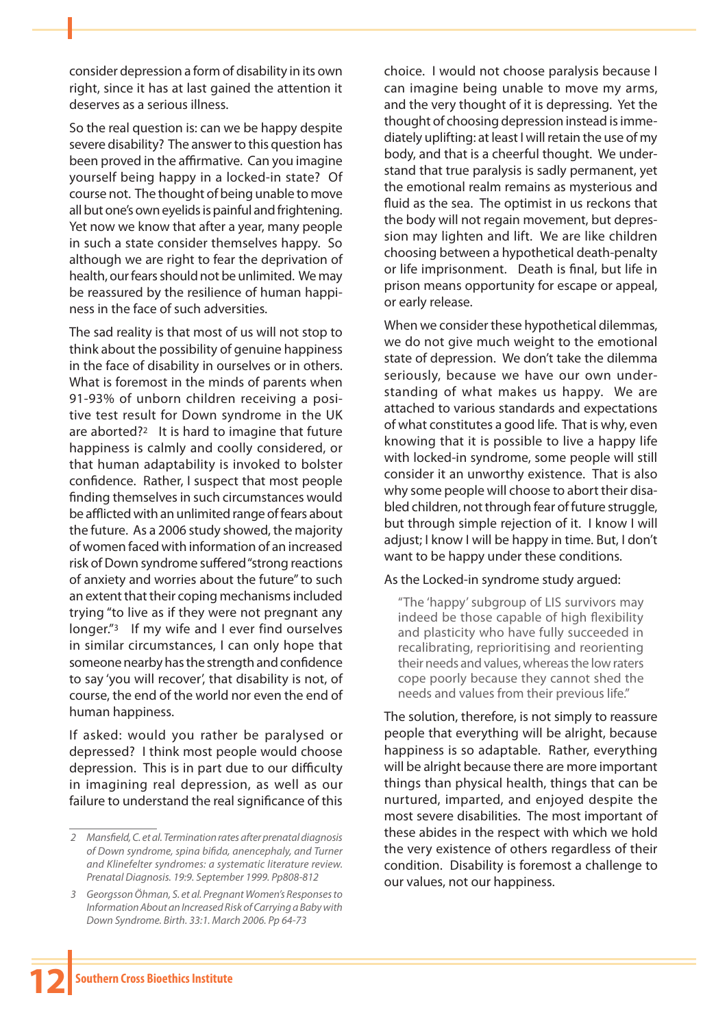consider depression a form of disability in its own right, since it has at last gained the attention it deserves as a serious illness.

So the real question is: can we be happy despite severe disability? The answer to this question has been proved in the affirmative. Can you imagine yourself being happy in a locked-in state? Of course not. The thought of being unable to move all but one's own eyelids is painful and frightening. Yet now we know that after a year, many people in such a state consider themselves happy. So although we are right to fear the deprivation of health, our fears should not be unlimited. We may be reassured by the resilience of human happiness in the face of such adversities.

The sad reality is that most of us will not stop to think about the possibility of genuine happiness in the face of disability in ourselves or in others. What is foremost in the minds of parents when 91-93% of unborn children receiving a positive test result for Down syndrome in the UK are aborted?[2] It is hard to imagine that future happiness is calmly and coolly considered, or that human adaptability is invoked to bolster confidence. Rather, I suspect that most people finding themselves in such circumstances would be afflicted with an unlimited range of fears about the future. As a 2006 study showed, the majority of women faced with information of an increased risk of Down syndrome suffered "strong reactions of anxiety and worries about the future" to such an extent that their coping mechanisms included trying "to live as if they were not pregnant any longer."[3] If my wife and I ever find ourselves in similar circumstances, I can only hope that someone nearby has the strength and confidence to say 'you will recover', that disability is not, of course, the end of the world nor even the end of human happiness.

If asked: would you rather be paralysed or depressed? I think most people would choose depression. This is in part due to our difficulty in imagining real depression, as well as our failure to understand the real significance of this choice. I would not choose paralysis because I can imagine being unable to move my arms, and the very thought of it is depressing. Yet the thought of choosing depression instead is immediately uplifting: at least I will retain the use of my body, and that is a cheerful thought. We understand that true paralysis is sadly permanent, yet the emotional realm remains as mysterious and fluid as the sea. The optimist in us reckons that the body will not regain movement, but depression may lighten and lift. We are like children choosing between a hypothetical death-penalty or life imprisonment. Death is final, but life in prison means opportunity for escape or appeal, or early release.

When we consider these hypothetical dilemmas, we do not give much weight to the emotional state of depression. We don't take the dilemma seriously, because we have our own understanding of what makes us happy. We are attached to various standards and expectations of what constitutes a good life. That is why, even knowing that it is possible to live a happy life with locked-in syndrome, some people will still consider it an unworthy existence. That is also why some people will choose to abort their disabled children, not through fear of future struggle, but through simple rejection of it. I know I will adjust; I know I will be happy in time. But, I don't want to be happy under these conditions.

As the Locked-in syndrome study argued:

> "The 'happy' subgroup of LIS survivors may indeed be those capable of high flexibility and plasticity who have fully succeeded in recalibrating, reprioritising and reorienting their needs and values, whereas the low raters cope poorly because they cannot shed the needs and values from their previous life."

The solution, therefore, is not simply to reassure people that everything will be alright, because happiness is so adaptable. Rather, everything will be alright because there are more important things than physical health, things that can be nurtured, imparted, and enjoyed despite the most severe disabilities. The most important of these abides in the respect with which we hold the very existence of others regardless of their condition. Disability is foremost a challenge to our values, not our happiness.

---

2 *Mansfield, C. et al. Termination rates after prenatal diagnosis of Down syndrome, spina bifida, anencephaly, and Turner and Klinefelter syndromes: a systematic literature review. Prenatal Diagnosis. 19:9. September 1999. Pp808-812*

3 *Georgsson Öhman, S. et al. Pregnant Women's Responses to Information About an Increased Risk of Carrying a Baby with Down Syndrome. Birth. 33:1. March 2006. Pp 64-73*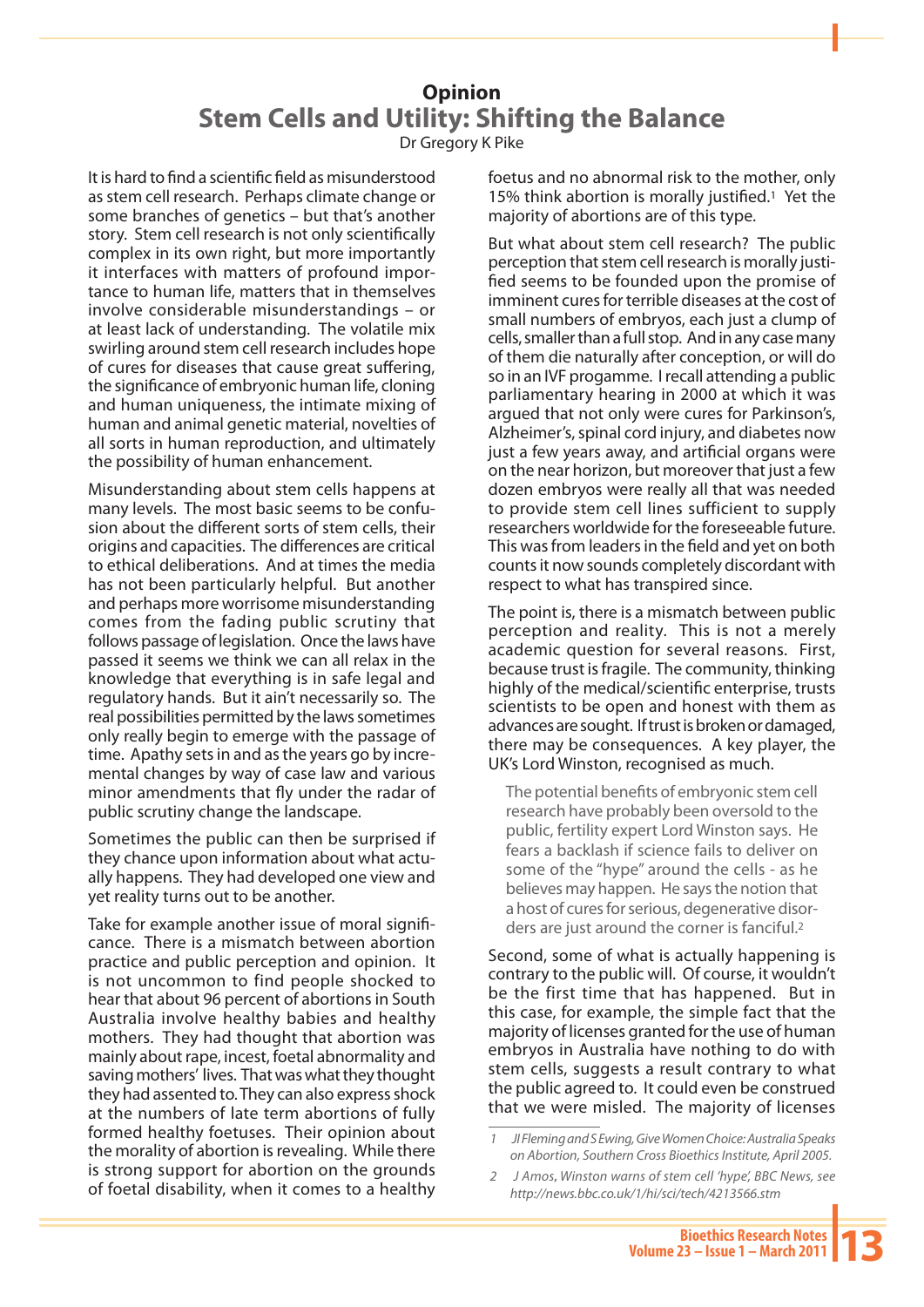## Opinion

# Stem Cells and Utility: Shifting the Balance

Dr Gregory K Pike

It is hard to find a scientific field as misunderstood as stem cell research. Perhaps climate change or some branches of genetics – but that's another story. Stem cell research is not only scientifically complex in its own right, but more importantly it interfaces with matters of profound importance to human life, matters that in themselves involve considerable misunderstandings – or at least lack of understanding. The volatile mix swirling around stem cell research includes hope of cures for diseases that cause great suffering, the significance of embryonic human life, cloning and human uniqueness, the intimate mixing of human and animal genetic material, novelties of all sorts in human reproduction, and ultimately the possibility of human enhancement.

Misunderstanding about stem cells happens at many levels. The most basic seems to be confusion about the different sorts of stem cells, their origins and capacities. The differences are critical to ethical deliberations. And at times the media has not been particularly helpful. But another and perhaps more worrisome misunderstanding comes from the fading public scrutiny that follows passage of legislation. Once the laws have passed it seems we think we can all relax in the knowledge that everything is in safe legal and regulatory hands. But it ain't necessarily so. The real possibilities permitted by the laws sometimes only really begin to emerge with the passage of time. Apathy sets in and as the years go by incremental changes by way of case law and various minor amendments that fly under the radar of public scrutiny change the landscape.

Sometimes the public can then be surprised if they chance upon information about what actually happens. They had developed one view and yet reality turns out to be another.

Take for example another issue of moral significance. There is a mismatch between abortion practice and public perception and opinion. It is not uncommon to find people shocked to hear that about 96 percent of abortions in South Australia involve healthy babies and healthy mothers. They had thought that abortion was mainly about rape, incest, foetal abnormality and saving mothers' lives. That was what they thought they had assented to. They can also express shock at the numbers of late term abortions of fully formed healthy foetuses. Their opinion about the morality of abortion is revealing. While there is strong support for abortion on the grounds of foetal disability, when it comes to a healthy foetus and no abnormal risk to the mother, only 15% think abortion is morally justified.[1] Yet the majority of abortions are of this type.

But what about stem cell research? The public perception that stem cell research is morally justified seems to be founded upon the promise of imminent cures for terrible diseases at the cost of small numbers of embryos, each just a clump of cells, smaller than a full stop. And in any case many of them die naturally after conception, or will do so in an IVF progamme. I recall attending a public parliamentary hearing in 2000 at which it was argued that not only were cures for Parkinson's, Alzheimer's, spinal cord injury, and diabetes now just a few years away, and artificial organs were on the near horizon, but moreover that just a few dozen embryos were really all that was needed to provide stem cell lines sufficient to supply researchers worldwide for the foreseeable future. This was from leaders in the field and yet on both counts it now sounds completely discordant with respect to what has transpired since.

The point is, there is a mismatch between public perception and reality. This is not a merely academic question for several reasons. First, because trust is fragile. The community, thinking highly of the medical/scientific enterprise, trusts scientists to be open and honest with them as advances are sought. If trust is broken or damaged, there may be consequences. A key player, the UK's Lord Winston, recognised as much.

> The potential benefits of embryonic stem cell research have probably been oversold to the public, fertility expert Lord Winston says. He fears a backlash if science fails to deliver on some of the "hype" around the cells - as he believes may happen. He says the notion that a host of cures for serious, degenerative disorders are just around the corner is fanciful.[2]

Second, some of what is actually happening is contrary to the public will. Of course, it wouldn't be the first time that has happened. But in this case, for example, the simple fact that the majority of licenses granted for the use of human embryos in Australia have nothing to do with stem cells, suggests a result contrary to what the public agreed to. It could even be construed that we were misled. The majority of licenses

---

1 *JI Fleming and S Ewing, Give Women Choice: Australia Speaks on Abortion, Southern Cross Bioethics Institute, April 2005.*

2 *J Amos, Winston warns of stem cell 'hype', BBC News, see http://news.bbc.co.uk/1/hi/sci/tech/4213566.stm*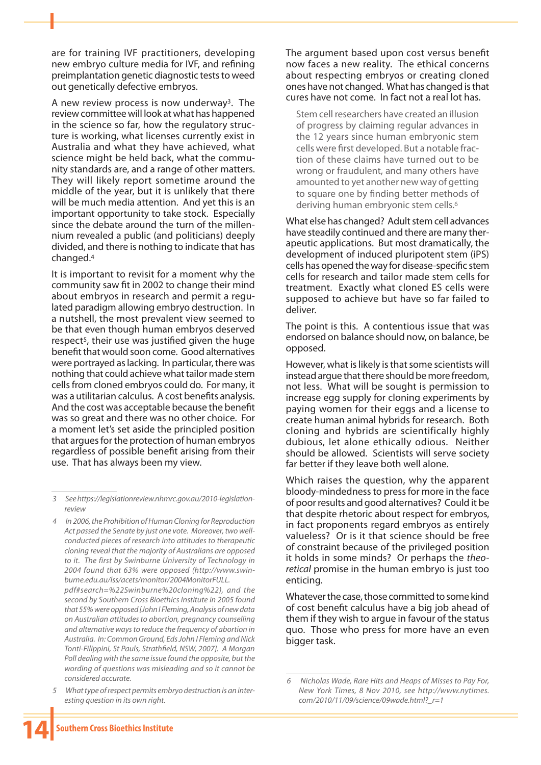are for training IVF practitioners, developing new embryo culture media for IVF, and refining preimplantation genetic diagnostic tests to weed out genetically defective embryos.

A new review process is now underway[3]. The review committee will look at what has happened in the science so far, how the regulatory structure is working, what licenses currently exist in Australia and what they have achieved, what science might be held back, what the community standards are, and a range of other matters. They will likely report sometime around the middle of the year, but it is unlikely that there will be much media attention. And yet this is an important opportunity to take stock. Especially since the debate around the turn of the millennium revealed a public (and politicians) deeply divided, and there is nothing to indicate that has changed.[4]

It is important to revisit for a moment why the community saw fit in 2002 to change their mind about embryos in research and permit a regulated paradigm allowing embryo destruction. In a nutshell, the most prevalent view seemed to be that even though human embryos deserved respect[5], their use was justified given the huge benefit that would soon come. Good alternatives were portrayed as lacking. In particular, there was nothing that could achieve what tailor made stem cells from cloned embryos could do. For many, it was a utilitarian calculus. A cost benefits analysis. And the cost was acceptable because the benefit was so great and there was no other choice. For a moment let's set aside the principled position that argues for the protection of human embryos regardless of possible benefit arising from their use. That has always been my view.

The argument based upon cost versus benefit now faces a new reality. The ethical concerns about respecting embryos or creating cloned ones have not changed. What has changed is that cures have not come. In fact not a real lot has.

> Stem cell researchers have created an illusion of progress by claiming regular advances in the 12 years since human embryonic stem cells were first developed. But a notable fraction of these claims have turned out to be wrong or fraudulent, and many others have amounted to yet another new way of getting to square one by finding better methods of deriving human embryonic stem cells.[6]

What else has changed? Adult stem cell advances have steadily continued and there are many therapeutic applications. But most dramatically, the development of induced pluripotent stem (iPS) cells has opened the way for disease-specific stem cells for research and tailor made stem cells for treatment. Exactly what cloned ES cells were supposed to achieve but have so far failed to deliver.

The point is this. A contentious issue that was endorsed on balance should now, on balance, be opposed.

However, what is likely is that some scientists will instead argue that there should be more freedom, not less. What will be sought is permission to increase egg supply for cloning experiments by paying women for their eggs and a license to create human animal hybrids for research. Both cloning and hybrids are scientifically highly dubious, let alone ethically odious. Neither should be allowed. Scientists will serve society far better if they leave both well alone.

Which raises the question, why the apparent bloody-mindedness to press for more in the face of poor results and good alternatives? Could it be that despite rhetoric about respect for embryos, in fact proponents regard embryos as entirely valueless? Or is it that science should be free of constraint because of the privileged position it holds in some minds? Or perhaps the *theoretical* promise in the human embryo is just too enticing.

Whatever the case, those committed to some kind of cost benefit calculus have a big job ahead of them if they wish to argue in favour of the status quo. Those who press for more have an even bigger task.

---

*3 See https://legislationreview.nhmrc.gov.au/2010-legislation-review*

*4 In 2006, the Prohibition of Human Cloning for Reproduction Act passed the Senate by just one vote. Moreover, two well-conducted pieces of research into attitudes to therapeutic cloning reveal that the majority of Australians are opposed to it. The first by Swinburne University of Technology in 2004 found that 63% were opposed (http://www.swinburne.edu.au/lss/acets/monitor/2004MonitorFULL.pdf#search=%22Swinburne%20cloning%22), and the second by Southern Cross Bioethics Institute in 2005 found that 55% were opposed [John I Fleming, Analysis of new data on Australian attitudes to abortion, pregnancy counselling and alternative ways to reduce the frequency of abortion in Australia. In: Common Ground, Eds John I Fleming and Nick Tonti-Filippini, St Pauls, Strathfield, NSW, 2007]. A Morgan Poll dealing with the same issue found the opposite, but the wording of questions was misleading and so it cannot be considered accurate.*

*5 What type of respect permits embryo destruction is an interesting question in its own right.*

*6 Nicholas Wade, Rare Hits and Heaps of Misses to Pay For, New York Times, 8 Nov 2010, see http://www.nytimes.com/2010/11/09/science/09wade.html?_r=1*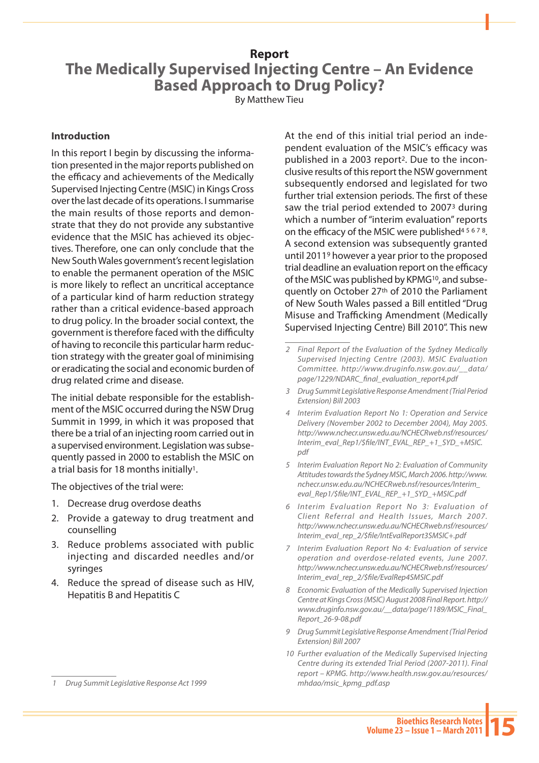## Report

# The Medically Supervised Injecting Centre – An Evidence Based Approach to Drug Policy?

By Matthew Tieu

### Introduction

In this report I begin by discussing the information presented in the major reports published on the efficacy and achievements of the Medically Supervised Injecting Centre (MSIC) in Kings Cross over the last decade of its operations. I summarise the main results of those reports and demonstrate that they do not provide any substantive evidence that the MSIC has achieved its objectives. Therefore, one can only conclude that the New South Wales government's recent legislation to enable the permanent operation of the MSIC is more likely to reflect an uncritical acceptance of a particular kind of harm reduction strategy rather than a critical evidence-based approach to drug policy. In the broader social context, the government is therefore faced with the difficulty of having to reconcile this particular harm reduction strategy with the greater goal of minimising or eradicating the social and economic burden of drug related crime and disease.

The initial debate responsible for the establishment of the MSIC occurred during the NSW Drug Summit in 1999, in which it was proposed that there be a trial of an injecting room carried out in a supervised environment. Legislation was subsequently passed in 2000 to establish the MSIC on a trial basis for 18 months initially[1].

The objectives of the trial were:

1. Decrease drug overdose deaths
2. Provide a gateway to drug treatment and counselling
3. Reduce problems associated with public injecting and discarded needles and/or syringes
4. Reduce the spread of disease such as HIV, Hepatitis B and Hepatitis C

At the end of this initial trial period an independent evaluation of the MSIC's efficacy was published in a 2003 report[2]. Due to the inconclusive results of this report the NSW government subsequently endorsed and legislated for two further trial extension periods. The first of these saw the trial period extended to 2007[3] during which a number of "interim evaluation" reports on the efficacy of the MSIC were published[4 5 6 7 8]. A second extension was subsequently granted until 2011[9] however a year prior to the proposed trial deadline an evaluation report on the efficacy of the MSIC was published by KPMG[10], and subsequently on October 27th of 2010 the Parliament of New South Wales passed a Bill entitled "Drug Misuse and Trafficking Amendment (Medically Supervised Injecting Centre) Bill 2010". This new

---

1 *Drug Summit Legislative Response Act 1999*

2 *Final Report of the Evaluation of the Sydney Medically Supervised Injecting Centre (2003). MSIC Evaluation Committee. http://www.druginfo.nsw.gov.au/__data/page/1229/NDARC_final_evaluation_report4.pdf*

3 *Drug Summit Legislative Response Amendment (Trial Period Extension) Bill 2003*

4 *Interim Evaluation Report No 1: Operation and Service Delivery (November 2002 to December 2004), May 2005. http://www.nchecr.unsw.edu.au/NCHECRweb.nsf/resources/Interim_eval_Rep1/$file/INT_EVAL_REP_+1_SYD_+MSIC.pdf*

5 *Interim Evaluation Report No 2: Evaluation of Community Attitudes towards the Sydney MSIC, March 2006. http://www.nchecr.unsw.edu.au/NCHECRweb.nsf/resources/Interim_eval_Rep1/$file/INT_EVAL_REP_+1_SYD_+MSIC.pdf*

6 *Interim Evaluation Report No 3: Evaluation of Client Referral and Health Issues, March 2007. http://www.nchecr.unsw.edu.au/NCHECRweb.nsf/resources/Interim_eval_rep_2/$file/IntEvalReport3SMSIC+.pdf*

7 *Interim Evaluation Report No 4: Evaluation of service operation and overdose-related events, June 2007. http://www.nchecr.unsw.edu.au/NCHECRweb.nsf/resources/Interim_eval_rep_2/$file/EvalRep4SMSIC.pdf*

8 *Economic Evaluation of the Medically Supervised Injection Centre at Kings Cross (MSIC) August 2008 Final Report. http://www.druginfo.nsw.gov.au/__data/page/1189/MSIC_Final_Report_26-9-08.pdf*

9 *Drug Summit Legislative Response Amendment (Trial Period Extension) Bill 2007*

10 *Further evaluation of the Medically Supervised Injecting Centre during its extended Trial Period (2007-2011). Final report – KPMG. http://www.health.nsw.gov.au/resources/mhdao/msic_kpmg_pdf.asp*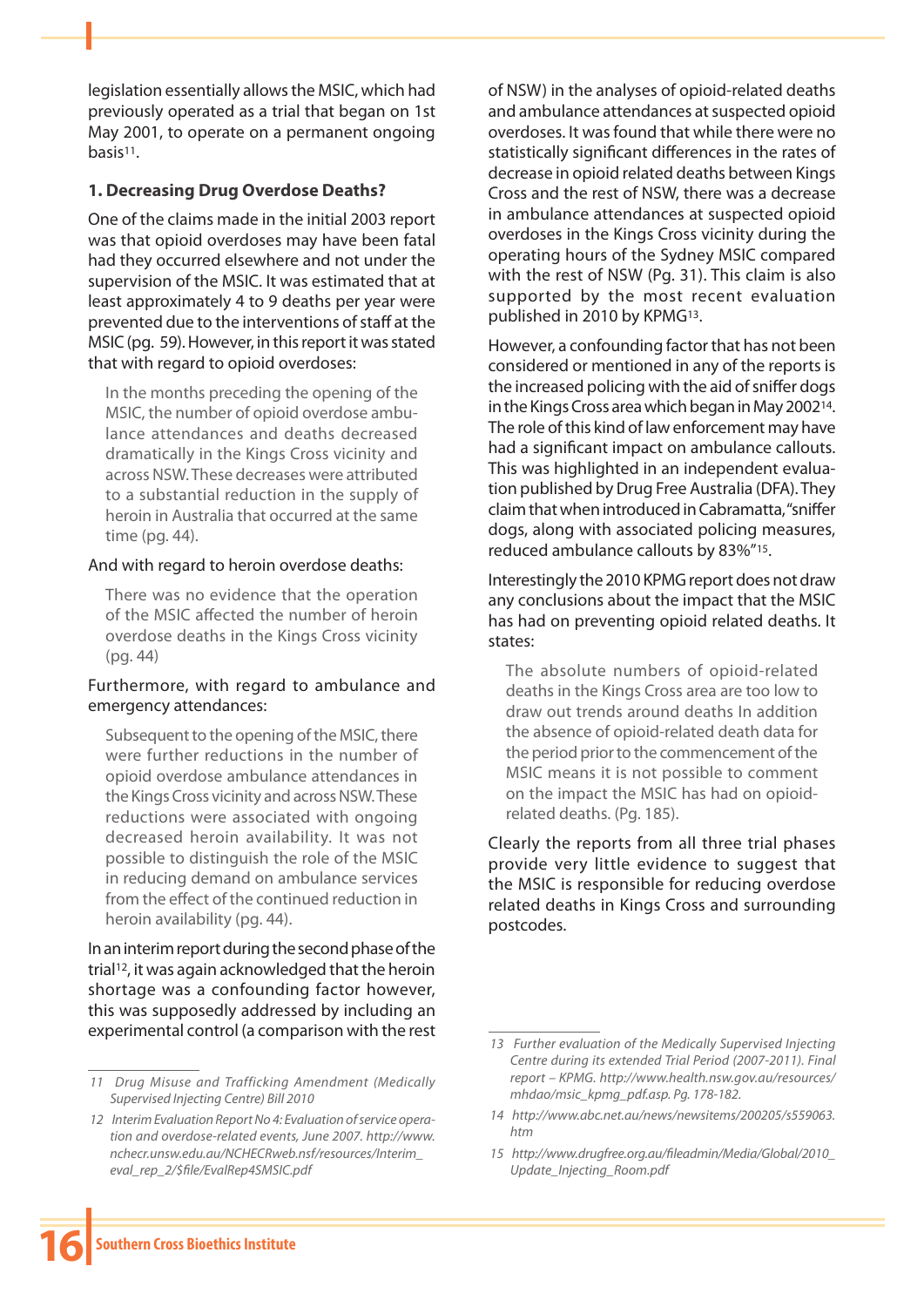legislation essentially allows the MSIC, which had previously operated as a trial that began on 1st May 2001, to operate on a permanent ongoing basis[11].

### 1. Decreasing Drug Overdose Deaths?

One of the claims made in the initial 2003 report was that opioid overdoses may have been fatal had they occurred elsewhere and not under the supervision of the MSIC. It was estimated that at least approximately 4 to 9 deaths per year were prevented due to the interventions of staff at the MSIC (pg. 59). However, in this report it was stated that with regard to opioid overdoses:

> In the months preceding the opening of the MSIC, the number of opioid overdose ambulance attendances and deaths decreased dramatically in the Kings Cross vicinity and across NSW. These decreases were attributed to a substantial reduction in the supply of heroin in Australia that occurred at the same time (pg. 44).

And with regard to heroin overdose deaths:

> There was no evidence that the operation of the MSIC affected the number of heroin overdose deaths in the Kings Cross vicinity (pg. 44)

Furthermore, with regard to ambulance and emergency attendances:

> Subsequent to the opening of the MSIC, there were further reductions in the number of opioid overdose ambulance attendances in the Kings Cross vicinity and across NSW. These reductions were associated with ongoing decreased heroin availability. It was not possible to distinguish the role of the MSIC in reducing demand on ambulance services from the effect of the continued reduction in heroin availability (pg. 44).

In an interim report during the second phase of the trial[12], it was again acknowledged that the heroin shortage was a confounding factor however, this was supposedly addressed by including an experimental control (a comparison with the rest of NSW) in the analyses of opioid-related deaths and ambulance attendances at suspected opioid overdoses. It was found that while there were no statistically significant differences in the rates of decrease in opioid related deaths between Kings Cross and the rest of NSW, there was a decrease in ambulance attendances at suspected opioid overdoses in the Kings Cross vicinity during the operating hours of the Sydney MSIC compared with the rest of NSW (Pg. 31). This claim is also supported by the most recent evaluation published in 2010 by KPMG[13].

However, a confounding factor that has not been considered or mentioned in any of the reports is the increased policing with the aid of sniffer dogs in the Kings Cross area which began in May 2002[14]. The role of this kind of law enforcement may have had a significant impact on ambulance callouts. This was highlighted in an independent evaluation published by Drug Free Australia (DFA). They claim that when introduced in Cabramatta, "sniffer dogs, along with associated policing measures, reduced ambulance callouts by 83%"[15].

Interestingly the 2010 KPMG report does not draw any conclusions about the impact that the MSIC has had on preventing opioid related deaths. It states:

> The absolute numbers of opioid-related deaths in the Kings Cross area are too low to draw out trends around deaths In addition the absence of opioid-related death data for the period prior to the commencement of the MSIC means it is not possible to comment on the impact the MSIC has had on opioid-related deaths. (Pg. 185).

Clearly the reports from all three trial phases provide very little evidence to suggest that the MSIC is responsible for reducing overdose related deaths in Kings Cross and surrounding postcodes.

---

11 *Drug Misuse and Trafficking Amendment (Medically Supervised Injecting Centre) Bill 2010*

12 *Interim Evaluation Report No 4: Evaluation of service operation and overdose-related events, June 2007. http://www.nchecr.unsw.edu.au/NCHECRweb.nsf/resources/Interim_eval_rep_2/$file/EvalRep4SMSIC.pdf*

13 *Further evaluation of the Medically Supervised Injecting Centre during its extended Trial Period (2007-2011). Final report – KPMG. http://www.health.nsw.gov.au/resources/mhdao/msic_kpmg_pdf.asp. Pg. 178-182.*

14 *http://www.abc.net.au/news/newsitems/200205/s559063.htm*

15 *http://www.drugfree.org.au/fileadmin/Media/Global/2010_Update_Injecting_Room.pdf*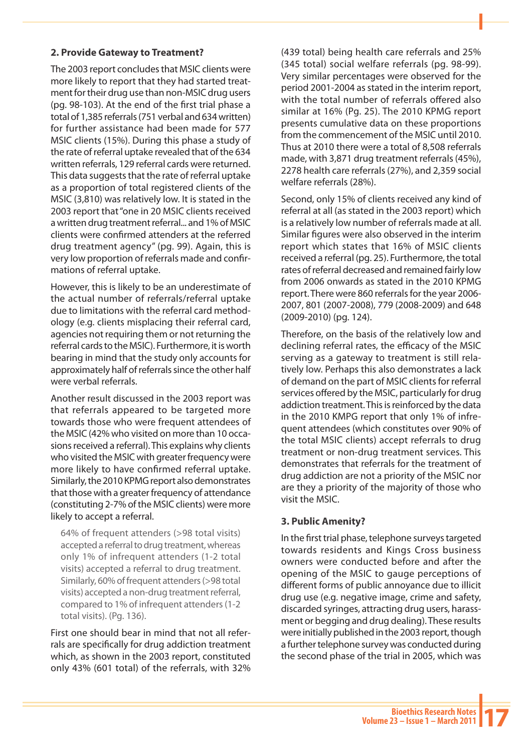### 2. Provide Gateway to Treatment?

The 2003 report concludes that MSIC clients were more likely to report that they had started treatment for their drug use than non-MSIC drug users (pg. 98-103). At the end of the first trial phase a total of 1,385 referrals (751 verbal and 634 written) for further assistance had been made for 577 MSIC clients (15%). During this phase a study of the rate of referral uptake revealed that of the 634 written referrals, 129 referral cards were returned. This data suggests that the rate of referral uptake as a proportion of total registered clients of the MSIC (3,810) was relatively low. It is stated in the 2003 report that "one in 20 MSIC clients received a written drug treatment referral... and 1% of MSIC clients were confirmed attenders at the referred drug treatment agency" (pg. 99). Again, this is very low proportion of referrals made and confirmations of referral uptake.

However, this is likely to be an underestimate of the actual number of referrals/referral uptake due to limitations with the referral card methodology (e.g. clients misplacing their referral card, agencies not requiring them or not returning the referral cards to the MSIC). Furthermore, it is worth bearing in mind that the study only accounts for approximately half of referrals since the other half were verbal referrals.

Another result discussed in the 2003 report was that referrals appeared to be targeted more towards those who were frequent attendees of the MSIC (42% who visited on more than 10 occasions received a referral). This explains why clients who visited the MSIC with greater frequency were more likely to have confirmed referral uptake. Similarly, the 2010 KPMG report also demonstrates that those with a greater frequency of attendance (constituting 2-7% of the MSIC clients) were more likely to accept a referral.

> 64% of frequent attenders (>98 total visits) accepted a referral to drug treatment, whereas only 1% of infrequent attenders (1-2 total visits) accepted a referral to drug treatment. Similarly, 60% of frequent attenders (>98 total visits) accepted a non-drug treatment referral, compared to 1% of infrequent attenders (1-2 total visits). (Pg. 136).

First one should bear in mind that not all referrals are specifically for drug addiction treatment which, as shown in the 2003 report, constituted only 43% (601 total) of the referrals, with 32% (439 total) being health care referrals and 25% (345 total) social welfare referrals (pg. 98-99). Very similar percentages were observed for the period 2001-2004 as stated in the interim report, with the total number of referrals offered also similar at 16% (Pg. 25). The 2010 KPMG report presents cumulative data on these proportions from the commencement of the MSIC until 2010. Thus at 2010 there were a total of 8,508 referrals made, with 3,871 drug treatment referrals (45%), 2278 health care referrals (27%), and 2,359 social welfare referrals (28%).

Second, only 15% of clients received any kind of referral at all (as stated in the 2003 report) which is a relatively low number of referrals made at all. Similar figures were also observed in the interim report which states that 16% of MSIC clients received a referral (pg. 25). Furthermore, the total rates of referral decreased and remained fairly low from 2006 onwards as stated in the 2010 KPMG report. There were 860 referrals for the year 2006-2007, 801 (2007-2008), 779 (2008-2009) and 648 (2009-2010) (pg. 124).

Therefore, on the basis of the relatively low and declining referral rates, the efficacy of the MSIC serving as a gateway to treatment is still relatively low. Perhaps this also demonstrates a lack of demand on the part of MSIC clients for referral services offered by the MSIC, particularly for drug addiction treatment. This is reinforced by the data in the 2010 KMPG report that only 1% of infrequent attendees (which constitutes over 90% of the total MSIC clients) accept referrals to drug treatment or non-drug treatment services. This demonstrates that referrals for the treatment of drug addiction are not a priority of the MSIC nor are they a priority of the majority of those who visit the MSIC.

### 3. Public Amenity?

In the first trial phase, telephone surveys targeted towards residents and Kings Cross business owners were conducted before and after the opening of the MSIC to gauge perceptions of different forms of public annoyance due to illicit drug use (e.g. negative image, crime and safety, discarded syringes, attracting drug users, harassment or begging and drug dealing). These results were initially published in the 2003 report, though a further telephone survey was conducted during the second phase of the trial in 2005, which was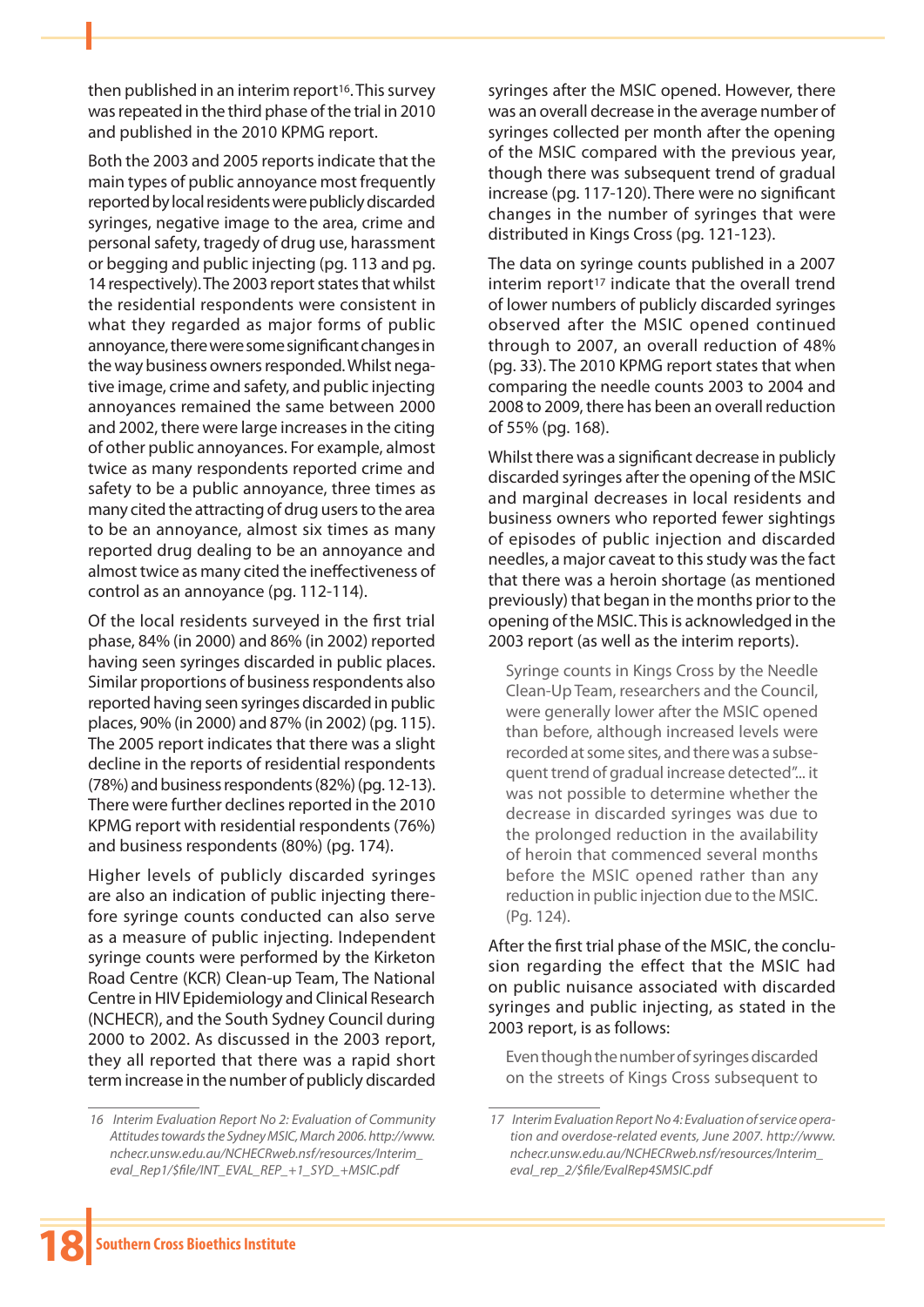then published in an interim report[16]. This survey was repeated in the third phase of the trial in 2010 and published in the 2010 KPMG report.

Both the 2003 and 2005 reports indicate that the main types of public annoyance most frequently reported by local residents were publicly discarded syringes, negative image to the area, crime and personal safety, tragedy of drug use, harassment or begging and public injecting (pg. 113 and pg. 14 respectively). The 2003 report states that whilst the residential respondents were consistent in what they regarded as major forms of public annoyance, there were some significant changes in the way business owners responded. Whilst negative image, crime and safety, and public injecting annoyances remained the same between 2000 and 2002, there were large increases in the citing of other public annoyances. For example, almost twice as many respondents reported crime and safety to be a public annoyance, three times as many cited the attracting of drug users to the area to be an annoyance, almost six times as many reported drug dealing to be an annoyance and almost twice as many cited the ineffectiveness of control as an annoyance (pg. 112-114).

Of the local residents surveyed in the first trial phase, 84% (in 2000) and 86% (in 2002) reported having seen syringes discarded in public places. Similar proportions of business respondents also reported having seen syringes discarded in public places, 90% (in 2000) and 87% (in 2002) (pg. 115). The 2005 report indicates that there was a slight decline in the reports of residential respondents (78%) and business respondents (82%) (pg. 12-13). There were further declines reported in the 2010 KPMG report with residential respondents (76%) and business respondents (80%) (pg. 174).

Higher levels of publicly discarded syringes are also an indication of public injecting therefore syringe counts conducted can also serve as a measure of public injecting. Independent syringe counts were performed by the Kirketon Road Centre (KCR) Clean-up Team, The National Centre in HIV Epidemiology and Clinical Research (NCHECR), and the South Sydney Council during 2000 to 2002. As discussed in the 2003 report, they all reported that there was a rapid short term increase in the number of publicly discarded syringes after the MSIC opened. However, there was an overall decrease in the average number of syringes collected per month after the opening of the MSIC compared with the previous year, though there was subsequent trend of gradual increase (pg. 117-120). There were no significant changes in the number of syringes that were distributed in Kings Cross (pg. 121-123).

The data on syringe counts published in a 2007 interim report[17] indicate that the overall trend of lower numbers of publicly discarded syringes observed after the MSIC opened continued through to 2007, an overall reduction of 48% (pg. 33). The 2010 KPMG report states that when comparing the needle counts 2003 to 2004 and 2008 to 2009, there has been an overall reduction of 55% (pg. 168).

Whilst there was a significant decrease in publicly discarded syringes after the opening of the MSIC and marginal decreases in local residents and business owners who reported fewer sightings of episodes of public injection and discarded needles, a major caveat to this study was the fact that there was a heroin shortage (as mentioned previously) that began in the months prior to the opening of the MSIC. This is acknowledged in the 2003 report (as well as the interim reports).

> Syringe counts in Kings Cross by the Needle Clean-Up Team, researchers and the Council, were generally lower after the MSIC opened than before, although increased levels were recorded at some sites, and there was a subsequent trend of gradual increase detected"... it was not possible to determine whether the decrease in discarded syringes was due to the prolonged reduction in the availability of heroin that commenced several months before the MSIC opened rather than any reduction in public injection due to the MSIC. (Pg. 124).

After the first trial phase of the MSIC, the conclusion regarding the effect that the MSIC had on public nuisance associated with discarded syringes and public injecting, as stated in the 2003 report, is as follows:

> Even though the number of syringes discarded on the streets of Kings Cross subsequent to

---

16 *Interim Evaluation Report No 2: Evaluation of Community Attitudes towards the Sydney MSIC, March 2006. http://www.nchecr.unsw.edu.au/NCHECRweb.nsf/resources/Interim_eval_Rep1/$file/INT_EVAL_REP_+1_SYD_+MSIC.pdf*

17 *Interim Evaluation Report No 4: Evaluation of service operation and overdose-related events, June 2007. http://www.nchecr.unsw.edu.au/NCHECRweb.nsf/resources/Interim_eval_rep_2/$file/EvalRep4SMSIC.pdf*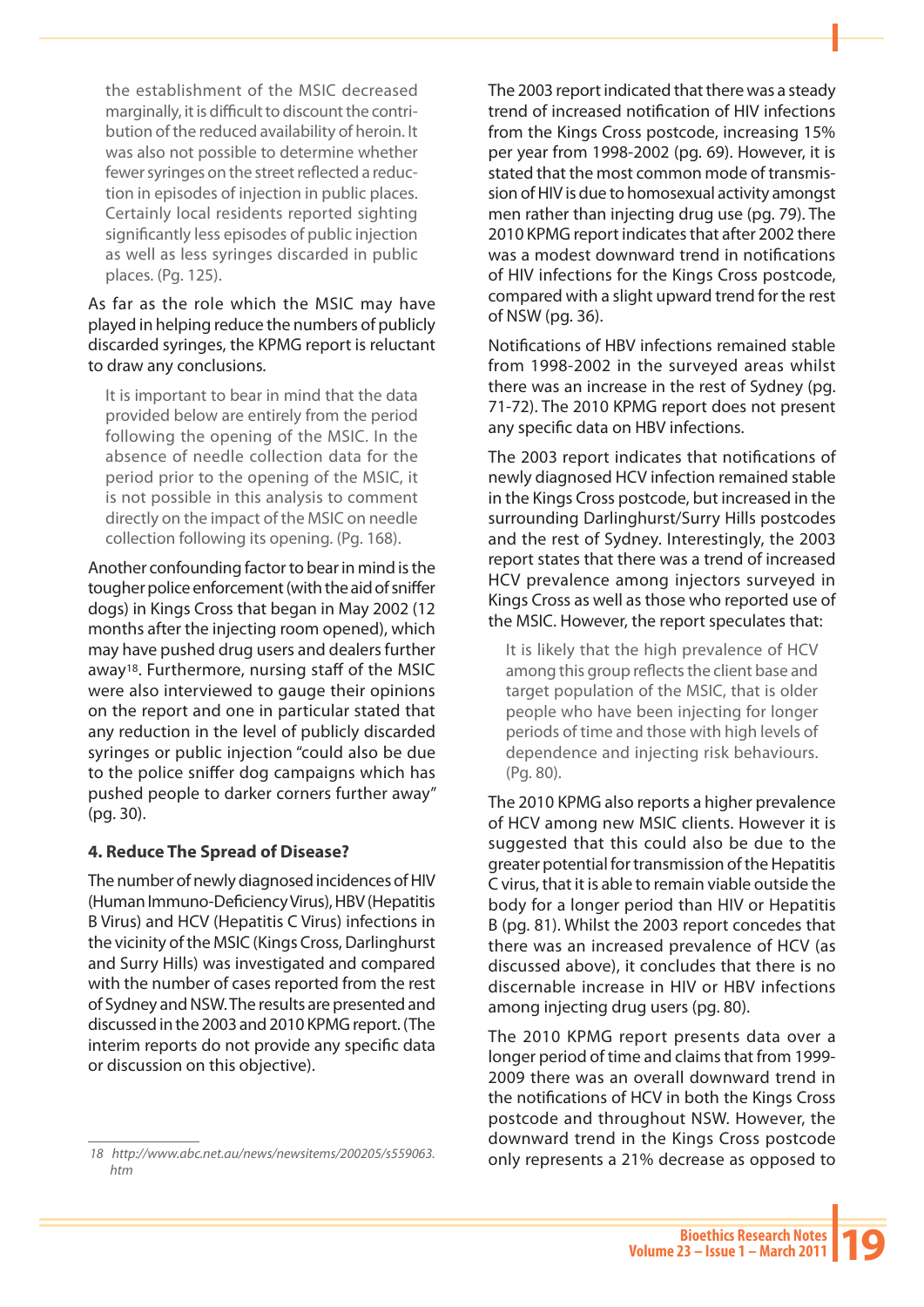> the establishment of the MSIC decreased marginally, it is difficult to discount the contribution of the reduced availability of heroin. It was also not possible to determine whether fewer syringes on the street reflected a reduction in episodes of injection in public places. Certainly local residents reported sighting significantly less episodes of public injection as well as less syringes discarded in public places. (Pg. 125).

As far as the role which the MSIC may have played in helping reduce the numbers of publicly discarded syringes, the KPMG report is reluctant to draw any conclusions.

> It is important to bear in mind that the data provided below are entirely from the period following the opening of the MSIC. In the absence of needle collection data for the period prior to the opening of the MSIC, it is not possible in this analysis to comment directly on the impact of the MSIC on needle collection following its opening. (Pg. 168).

Another confounding factor to bear in mind is the tougher police enforcement (with the aid of sniffer dogs) in Kings Cross that began in May 2002 (12 months after the injecting room opened), which may have pushed drug users and dealers further away[18]. Furthermore, nursing staff of the MSIC were also interviewed to gauge their opinions on the report and one in particular stated that any reduction in the level of publicly discarded syringes or public injection "could also be due to the police sniffer dog campaigns which has pushed people to darker corners further away" (pg. 30).

### 4. Reduce The Spread of Disease?

The number of newly diagnosed incidences of HIV (Human Immuno-Deficiency Virus), HBV (Hepatitis B Virus) and HCV (Hepatitis C Virus) infections in the vicinity of the MSIC (Kings Cross, Darlinghurst and Surry Hills) was investigated and compared with the number of cases reported from the rest of Sydney and NSW. The results are presented and discussed in the 2003 and 2010 KPMG report. (The interim reports do not provide any specific data or discussion on this objective).

The 2003 report indicated that there was a steady trend of increased notification of HIV infections from the Kings Cross postcode, increasing 15% per year from 1998-2002 (pg. 69). However, it is stated that the most common mode of transmission of HIV is due to homosexual activity amongst men rather than injecting drug use (pg. 79). The 2010 KPMG report indicates that after 2002 there was a modest downward trend in notifications of HIV infections for the Kings Cross postcode, compared with a slight upward trend for the rest of NSW (pg. 36).

Notifications of HBV infections remained stable from 1998-2002 in the surveyed areas whilst there was an increase in the rest of Sydney (pg. 71-72). The 2010 KPMG report does not present any specific data on HBV infections.

The 2003 report indicates that notifications of newly diagnosed HCV infection remained stable in the Kings Cross postcode, but increased in the surrounding Darlinghurst/Surry Hills postcodes and the rest of Sydney. Interestingly, the 2003 report states that there was a trend of increased HCV prevalence among injectors surveyed in Kings Cross as well as those who reported use of the MSIC. However, the report speculates that:

> It is likely that the high prevalence of HCV among this group reflects the client base and target population of the MSIC, that is older people who have been injecting for longer periods of time and those with high levels of dependence and injecting risk behaviours. (Pg. 80).

The 2010 KPMG also reports a higher prevalence of HCV among new MSIC clients. However it is suggested that this could also be due to the greater potential for transmission of the Hepatitis C virus, that it is able to remain viable outside the body for a longer period than HIV or Hepatitis B (pg. 81). Whilst the 2003 report concedes that there was an increased prevalence of HCV (as discussed above), it concludes that there is no discernable increase in HIV or HBV infections among injecting drug users (pg. 80).

The 2010 KPMG report presents data over a longer period of time and claims that from 1999-2009 there was an overall downward trend in the notifications of HCV in both the Kings Cross postcode and throughout NSW. However, the downward trend in the Kings Cross postcode only represents a 21% decrease as opposed to

---

18 *http://www.abc.net.au/news/newsitems/200205/s559063.htm*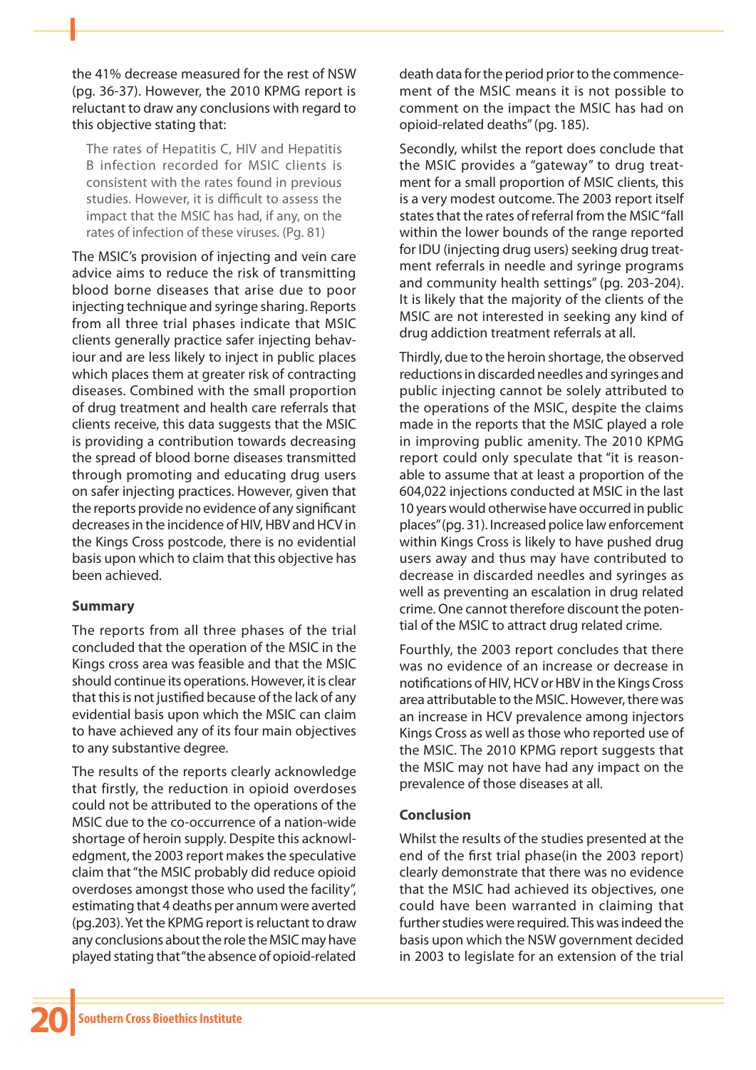the 41% decrease measured for the rest of NSW (pg. 36-37). However, the 2010 KPMG report is reluctant to draw any conclusions with regard to this objective stating that:

> The rates of Hepatitis C, HIV and Hepatitis B infection recorded for MSIC clients is consistent with the rates found in previous studies. However, it is difficult to assess the impact that the MSIC has had, if any, on the rates of infection of these viruses. (Pg. 81)

The MSIC's provision of injecting and vein care advice aims to reduce the risk of transmitting blood borne diseases that arise due to poor injecting technique and syringe sharing. Reports from all three trial phases indicate that MSIC clients generally practice safer injecting behaviour and are less likely to inject in public places which places them at greater risk of contracting diseases. Combined with the small proportion of drug treatment and health care referrals that clients receive, this data suggests that the MSIC is providing a contribution towards decreasing the spread of blood borne diseases transmitted through promoting and educating drug users on safer injecting practices. However, given that the reports provide no evidence of any significant decreases in the incidence of HIV, HBV and HCV in the Kings Cross postcode, there is no evidential basis upon which to claim that this objective has been achieved.

### Summary

The reports from all three phases of the trial concluded that the operation of the MSIC in the Kings cross area was feasible and that the MSIC should continue its operations. However, it is clear that this is not justified because of the lack of any evidential basis upon which the MSIC can claim to have achieved any of its four main objectives to any substantive degree.

The results of the reports clearly acknowledge that firstly, the reduction in opioid overdoses could not be attributed to the operations of the MSIC due to the co-occurrence of a nation-wide shortage of heroin supply. Despite this acknowledgment, the 2003 report makes the speculative claim that "the MSIC probably did reduce opioid overdoses amongst those who used the facility", estimating that 4 deaths per annum were averted (pg.203). Yet the KPMG report is reluctant to draw any conclusions about the role the MSIC may have played stating that "the absence of opioid-related death data for the period prior to the commencement of the MSIC means it is not possible to comment on the impact the MSIC has had on opioid-related deaths" (pg. 185).

Secondly, whilst the report does conclude that the MSIC provides a "gateway" to drug treatment for a small proportion of MSIC clients, this is a very modest outcome. The 2003 report itself states that the rates of referral from the MSIC "fall within the lower bounds of the range reported for IDU (injecting drug users) seeking drug treatment referrals in needle and syringe programs and community health settings" (pg. 203-204). It is likely that the majority of the clients of the MSIC are not interested in seeking any kind of drug addiction treatment referrals at all.

Thirdly, due to the heroin shortage, the observed reductions in discarded needles and syringes and public injecting cannot be solely attributed to the operations of the MSIC, despite the claims made in the reports that the MSIC played a role in improving public amenity. The 2010 KPMG report could only speculate that "it is reasonable to assume that at least a proportion of the 604,022 injections conducted at MSIC in the last 10 years would otherwise have occurred in public places" (pg. 31). Increased police law enforcement within Kings Cross is likely to have pushed drug users away and thus may have contributed to decrease in discarded needles and syringes as well as preventing an escalation in drug related crime. One cannot therefore discount the potential of the MSIC to attract drug related crime.

Fourthly, the 2003 report concludes that there was no evidence of an increase or decrease in notifications of HIV, HCV or HBV in the Kings Cross area attributable to the MSIC. However, there was an increase in HCV prevalence among injectors Kings Cross as well as those who reported use of the MSIC. The 2010 KPMG report suggests that the MSIC may not have had any impact on the prevalence of those diseases at all.

### Conclusion

Whilst the results of the studies presented at the end of the first trial phase(in the 2003 report) clearly demonstrate that there was no evidence that the MSIC had achieved its objectives, one could have been warranted in claiming that further studies were required. This was indeed the basis upon which the NSW government decided in 2003 to legislate for an extension of the trial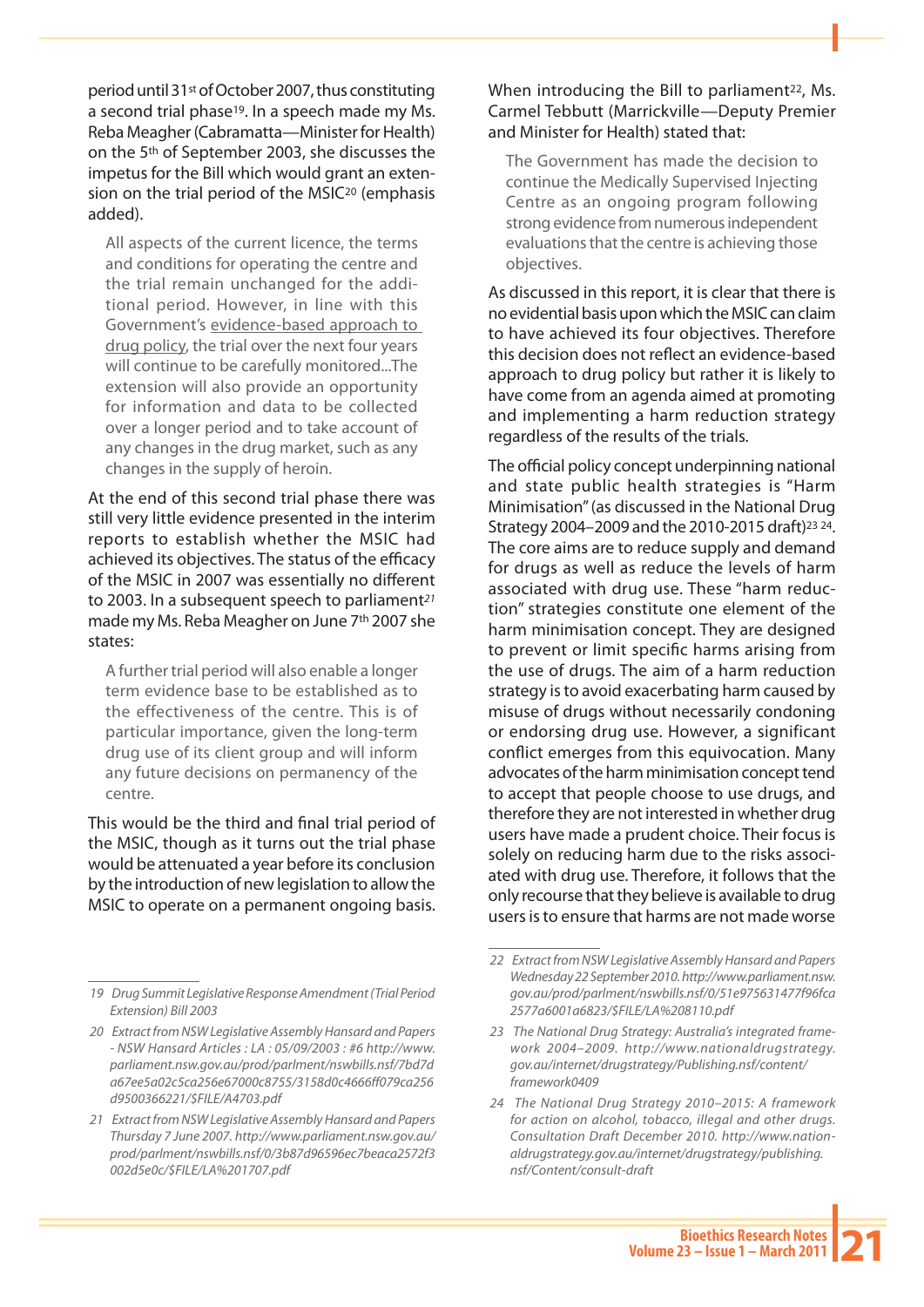period until 31st of October 2007, thus constituting a second trial phase[19]. In a speech made my Ms. Reba Meagher (Cabramatta—Minister for Health) on the 5th of September 2003, she discusses the impetus for the Bill which would grant an extension on the trial period of the MSIC[20] (emphasis added).

> All aspects of the current licence, the terms and conditions for operating the centre and the trial remain unchanged for the additional period. However, in line with this Government's <u>evidence-based approach to drug policy</u>, the trial over the next four years will continue to be carefully monitored...The extension will also provide an opportunity for information and data to be collected over a longer period and to take account of any changes in the drug market, such as any changes in the supply of heroin.

At the end of this second trial phase there was still very little evidence presented in the interim reports to establish whether the MSIC had achieved its objectives. The status of the efficacy of the MSIC in 2007 was essentially no different to 2003. In a subsequent speech to parliament[21] made my Ms. Reba Meagher on June 7th 2007 she states:

> A further trial period will also enable a longer term evidence base to be established as to the effectiveness of the centre. This is of particular importance, given the long-term drug use of its client group and will inform any future decisions on permanency of the centre.

This would be the third and final trial period of the MSIC, though as it turns out the trial phase would be attenuated a year before its conclusion by the introduction of new legislation to allow the MSIC to operate on a permanent ongoing basis.

When introducing the Bill to parliament[22], Ms. Carmel Tebbutt (Marrickville—Deputy Premier and Minister for Health) stated that:

> The Government has made the decision to continue the Medically Supervised Injecting Centre as an ongoing program following strong evidence from numerous independent evaluations that the centre is achieving those objectives.

As discussed in this report, it is clear that there is no evidential basis upon which the MSIC can claim to have achieved its four objectives. Therefore this decision does not reflect an evidence-based approach to drug policy but rather it is likely to have come from an agenda aimed at promoting and implementing a harm reduction strategy regardless of the results of the trials.

The official policy concept underpinning national and state public health strategies is "Harm Minimisation" (as discussed in the National Drug Strategy 2004–2009 and the 2010-2015 draft)[23 24]. The core aims are to reduce supply and demand for drugs as well as reduce the levels of harm associated with drug use. These "harm reduction" strategies constitute one element of the harm minimisation concept. They are designed to prevent or limit specific harms arising from the use of drugs. The aim of a harm reduction strategy is to avoid exacerbating harm caused by misuse of drugs without necessarily condoning or endorsing drug use. However, a significant conflict emerges from this equivocation. Many advocates of the harm minimisation concept tend to accept that people choose to use drugs, and therefore they are not interested in whether drug users have made a prudent choice. Their focus is solely on reducing harm due to the risks associated with drug use. Therefore, it follows that the only recourse that they believe is available to drug users is to ensure that harms are not made worse

---

19 *Drug Summit Legislative Response Amendment (Trial Period Extension) Bill 2003*

20 *Extract from NSW Legislative Assembly Hansard and Papers - NSW Hansard Articles : LA : 05/09/2003 : #6 http://www.parliament.nsw.gov.au/prod/parlment/nswbills.nsf/7bd7da67ee5a02c5ca256e67000c8755/3158d0c4666ff079ca256d9500366221/$FILE/A4703.pdf*

21 *Extract from NSW Legislative Assembly Hansard and Papers Thursday 7 June 2007. http://www.parliament.nsw.gov.au/prod/parlment/nswbills.nsf/0/3b87d96596ec7beaca2572f3002d5e0c/$FILE/LA%201707.pdf*

22 *Extract from NSW Legislative Assembly Hansard and Papers Wednesday 22 September 2010. http://www.parliament.nsw.gov.au/prod/parlment/nswbills.nsf/0/51e975631477f96fca2577a6001a6823/$FILE/LA%208110.pdf*

23 *The National Drug Strategy: Australia's integrated framework 2004–2009. http://www.nationaldrugstrategy.gov.au/internet/drugstrategy/Publishing.nsf/content/framework0409*

24 *The National Drug Strategy 2010–2015: A framework for action on alcohol, tobacco, illegal and other drugs. Consultation Draft December 2010. http://www.nationaldrugstrategy.gov.au/internet/drugstrategy/publishing.nsf/Content/consult-draft*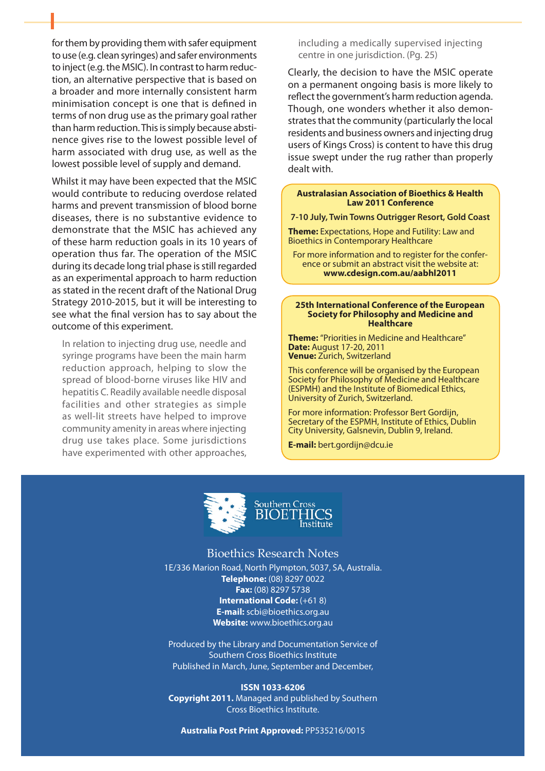for them by providing them with safer equipment to use (e.g. clean syringes) and safer environments to inject (e.g. the MSIC). In contrast to harm reduction, an alternative perspective that is based on a broader and more internally consistent harm minimisation concept is one that is defined in terms of non drug use as the primary goal rather than harm reduction. This is simply because abstinence gives rise to the lowest possible level of harm associated with drug use, as well as the lowest possible level of supply and demand.

Whilst it may have been expected that the MSIC would contribute to reducing overdose related harms and prevent transmission of blood borne diseases, there is no substantive evidence to demonstrate that the MSIC has achieved any of these harm reduction goals in its 10 years of operation thus far. The operation of the MSIC during its decade long trial phase is still regarded as an experimental approach to harm reduction as stated in the recent draft of the National Drug Strategy 2010-2015, but it will be interesting to see what the final version has to say about the outcome of this experiment.

> In relation to injecting drug use, needle and syringe programs have been the main harm reduction approach, helping to slow the spread of blood-borne viruses like HIV and hepatitis C. Readily available needle disposal facilities and other strategies as simple as well-lit streets have helped to improve community amenity in areas where injecting drug use takes place. Some jurisdictions have experimented with other approaches, including a medically supervised injecting centre in one jurisdiction. (Pg. 25)

Clearly, the decision to have the MSIC operate on a permanent ongoing basis is more likely to reflect the government's harm reduction agenda. Though, one wonders whether it also demonstrates that the community (particularly the local residents and business owners and injecting drug users of Kings Cross) is content to have this drug issue swept under the rug rather than properly dealt with.

**Australasian Association of Bioethics & Health Law 2011 Conference**

**7-10 July, Twin Towns Outrigger Resort, Gold Coast**

**Theme:** Expectations, Hope and Futility: Law and Bioethics in Contemporary Healthcare

For more information and to register for the conference or submit an abstract visit the website at: **www.cdesign.com.au/aabhl2011**

**25th International Conference of the European Society for Philosophy and Medicine and Healthcare**

**Theme:** "Priorities in Medicine and Healthcare"
**Date:** August 17-20, 2011
**Venue:** Zurich, Switzerland

This conference will be organised by the European Society for Philosophy of Medicine and Healthcare (ESPMH) and the Institute of Biomedical Ethics, University of Zurich, Switzerland.

For more information: Professor Bert Gordijn, Secretary of the ESPMH, Institute of Ethics, Dublin City University, Galsnevin, Dublin 9, Ireland.

**E-mail:** bert.gordijn@dcu.ie

Southern Cross BIOETHICS Institute

Bioethics Research Notes

1E/336 Marion Road, North Plympton, 5037, SA, Australia.
**Telephone:** (08) 8297 0022
**Fax:** (08) 8297 5738
**International Code:** (+61 8)
**E-mail:** scbi@bioethics.org.au
**Website:** www.bioethics.org.au

Produced by the Library and Documentation Service of Southern Cross Bioethics Institute
Published in March, June, September and December,

**ISSN 1033-6206**
**Copyright 2011.** Managed and published by Southern Cross Bioethics Institute.

**Australia Post Print Approved:** PP535216/0015